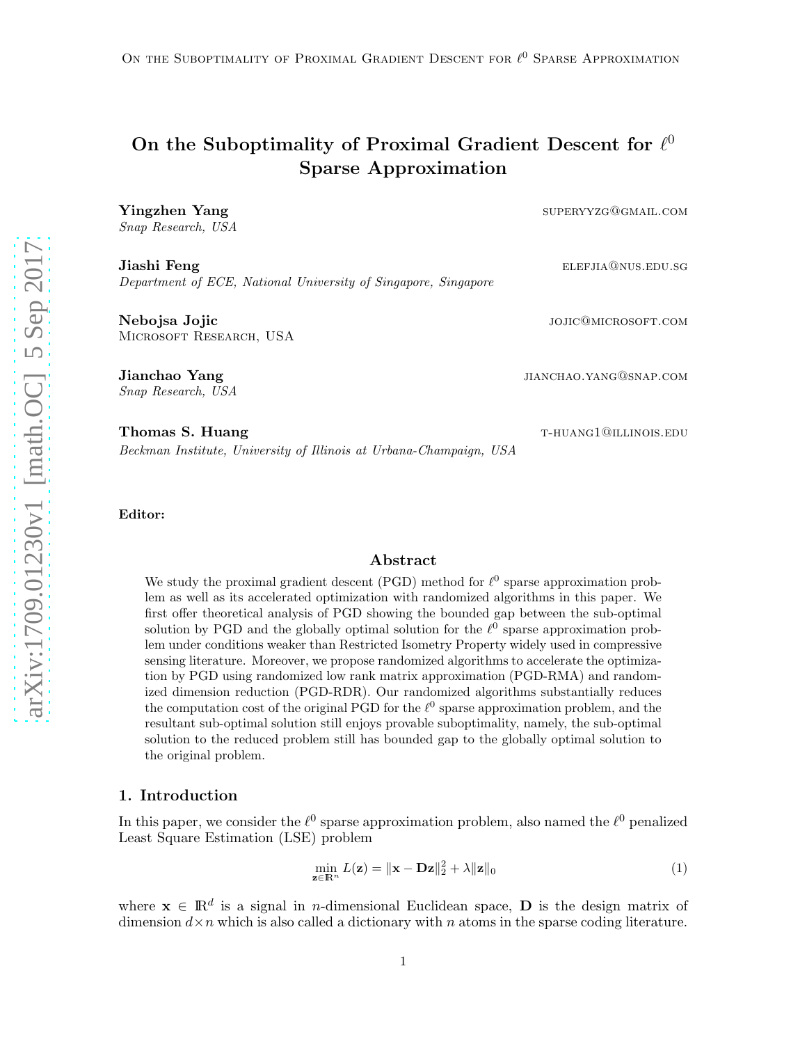# On the Suboptimality of Proximal Gradient Descent for $\ell^0$ Sparse Approximation

**Yingzhen Yang** SUPERYYZG@GMAIL.COM
*Snap Research, USA*

**Jiashi Feng** ELEFJIA@NUS.EDU.SG
*Department of ECE, National University of Singapore, Singapore*

**Nebojsa Jojic** JOJIC@MICROSOFT.COM
MICROSOFT RESEARCH, USA

**Jianchao Yang** JIANCHAO.YANG@SNAP.COM
*Snap Research, USA*

**Thomas S. Huang** T-HUANG1@ILLINOIS.EDU
*Beckman Institute, University of Illinois at Urbana-Champaign, USA*

**Editor:**

## Abstract

We study the proximal gradient descent (PGD) method for $\ell^0$ sparse approximation problem as well as its accelerated optimization with randomized algorithms in this paper. We first offer theoretical analysis of PGD showing the bounded gap between the sub-optimal solution by PGD and the globally optimal solution for the $\ell^0$ sparse approximation problem under conditions weaker than Restricted Isometry Property widely used in compressive sensing literature. Moreover, we propose randomized algorithms to accelerate the optimization by PGD using randomized low rank matrix approximation (PGD-RMA) and randomized dimension reduction (PGD-RDR). Our randomized algorithms substantially reduces the computation cost of the original PGD for the $\ell^0$ sparse approximation problem, and the resultant sub-optimal solution still enjoys provable suboptimality, namely, the sub-optimal solution to the reduced problem still has bounded gap to the globally optimal solution to the original problem.

## 1. Introduction

In this paper, we consider the $\ell^0$ sparse approximation problem, also named the $\ell^0$ penalized Least Square Estimation (LSE) problem

$$\min_{\mathbf{z} \in \mathbb{R}^n} L(\mathbf{z}) = \|\mathbf{x} - \mathbf{D}\mathbf{z}\|_2^2 + \lambda \|\mathbf{z}\|_0 \tag{1}$$

where $\mathbf{x} \in \mathbb{R}^d$ is a signal in $n$-dimensional Euclidean space, $\mathbf{D}$ is the design matrix of dimension $d \times n$ which is also called a dictionary with $n$ atoms in the sparse coding literature.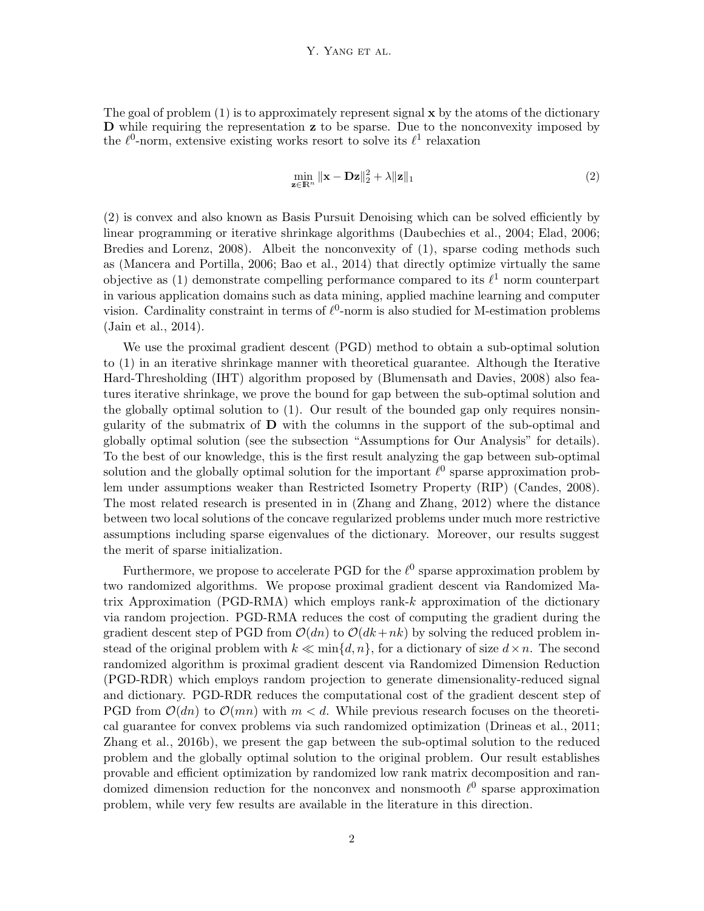The goal of problem (1) is to approximately represent signal $\mathbf{x}$ by the atoms of the dictionary $\mathbf{D}$ while requiring the representation $\mathbf{z}$ to be sparse. Due to the nonconvexity imposed by the $\ell^0$-norm, extensive existing works resort to solve its $\ell^1$ relaxation

$$\min_{\mathbf{z} \in \mathbb{R}^n} \|\mathbf{x} - \mathbf{D}\mathbf{z}\|_2^2 + \lambda \|\mathbf{z}\|_1 \tag{2}$$

(2) is convex and also known as Basis Pursuit Denoising which can be solved efficiently by linear programming or iterative shrinkage algorithms (Daubechies et al., 2004; Elad, 2006; Bredies and Lorenz, 2008). Albeit the nonconvexity of (1), sparse coding methods such as (Mancera and Portilla, 2006; Bao et al., 2014) that directly optimize virtually the same objective as (1) demonstrate compelling performance compared to its $\ell^1$ norm counterpart in various application domains such as data mining, applied machine learning and computer vision. Cardinality constraint in terms of $\ell^0$-norm is also studied for M-estimation problems (Jain et al., 2014).

We use the proximal gradient descent (PGD) method to obtain a sub-optimal solution to (1) in an iterative shrinkage manner with theoretical guarantee. Although the Iterative Hard-Thresholding (IHT) algorithm proposed by (Blumensath and Davies, 2008) also features iterative shrinkage, we prove the bound for gap between the sub-optimal solution and the globally optimal solution to (1). Our result of the bounded gap only requires nonsingularity of the submatrix of $\mathbf{D}$ with the columns in the support of the sub-optimal and globally optimal solution (see the subsection "Assumptions for Our Analysis" for details). To the best of our knowledge, this is the first result analyzing the gap between sub-optimal solution and the globally optimal solution for the important $\ell^0$ sparse approximation problem under assumptions weaker than Restricted Isometry Property (RIP) (Candes, 2008). The most related research is presented in in (Zhang and Zhang, 2012) where the distance between two local solutions of the concave regularized problems under much more restrictive assumptions including sparse eigenvalues of the dictionary. Moreover, our results suggest the merit of sparse initialization.

Furthermore, we propose to accelerate PGD for the $\ell^0$ sparse approximation problem by two randomized algorithms. We propose proximal gradient descent via Randomized Matrix Approximation (PGD-RMA) which employs rank-$k$ approximation of the dictionary via random projection. PGD-RMA reduces the cost of computing the gradient during the gradient descent step of PGD from $\mathcal{O}(dn)$ to $\mathcal{O}(dk + nk)$ by solving the reduced problem instead of the original problem with $k \ll \min\{d, n\}$, for a dictionary of size $d \times n$. The second randomized algorithm is proximal gradient descent via Randomized Dimension Reduction (PGD-RDR) which employs random projection to generate dimensionality-reduced signal and dictionary. PGD-RDR reduces the computational cost of the gradient descent step of PGD from $\mathcal{O}(dn)$ to $\mathcal{O}(mn)$ with $m < d$. While previous research focuses on the theoretical guarantee for convex problems via such randomized optimization (Drineas et al., 2011; Zhang et al., 2016b), we present the gap between the sub-optimal solution to the reduced problem and the globally optimal solution to the original problem. Our result establishes provable and efficient optimization by randomized low rank matrix decomposition and randomized dimension reduction for the nonconvex and nonsmooth $\ell^0$ sparse approximation problem, while very few results are available in the literature in this direction.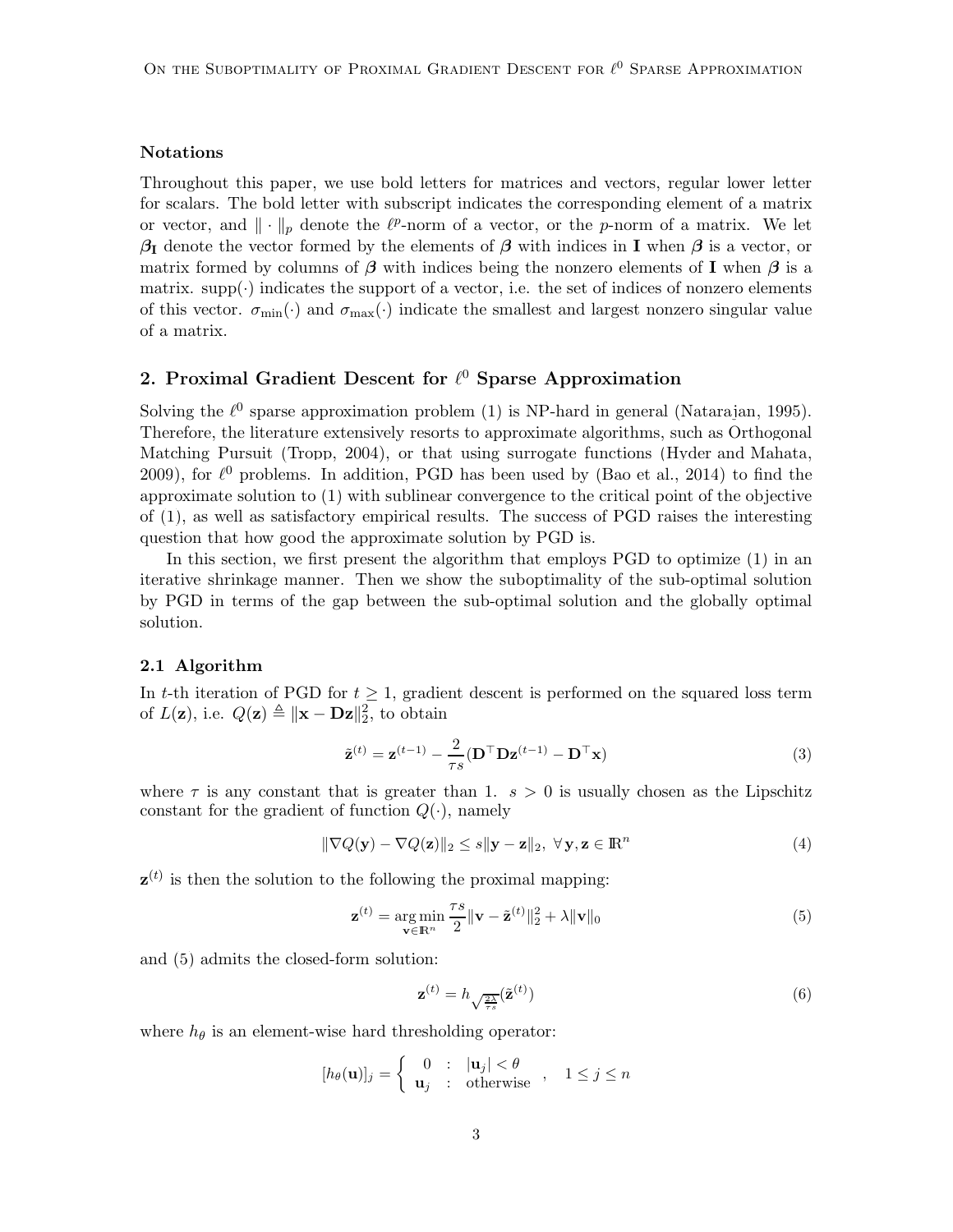#### Notations

Throughout this paper, we use bold letters for matrices and vectors, regular lower letter for scalars. The bold letter with subscript indicates the corresponding element of a matrix or vector, and $\|\cdot\|_p$ denote the $\ell^p$-norm of a vector, or the $p$-norm of a matrix. We let $\boldsymbol{\beta}_{\mathbf{I}}$ denote the vector formed by the elements of $\boldsymbol{\beta}$ with indices in $\mathbf{I}$ when $\boldsymbol{\beta}$ is a vector, or matrix formed by columns of $\boldsymbol{\beta}$ with indices being the nonzero elements of $\mathbf{I}$ when $\boldsymbol{\beta}$ is a matrix. $\mathrm{supp}(\cdot)$ indicates the support of a vector, i.e. the set of indices of nonzero elements of this vector. $\sigma_{\min}(\cdot)$ and $\sigma_{\max}(\cdot)$ indicate the smallest and largest nonzero singular value of a matrix.

## 2. Proximal Gradient Descent for $\ell^0$ Sparse Approximation

Solving the $\ell^0$ sparse approximation problem (1) is NP-hard in general (Natarajan, 1995). Therefore, the literature extensively resorts to approximate algorithms, such as Orthogonal Matching Pursuit (Tropp, 2004), or that using surrogate functions (Hyder and Mahata, 2009), for $\ell^0$ problems. In addition, PGD has been used by (Bao et al., 2014) to find the approximate solution to (1) with sublinear convergence to the critical point of the objective of (1), as well as satisfactory empirical results. The success of PGD raises the interesting question that how good the approximate solution by PGD is.

In this section, we first present the algorithm that employs PGD to optimize (1) in an iterative shrinkage manner. Then we show the suboptimality of the sub-optimal solution by PGD in terms of the gap between the sub-optimal solution and the globally optimal solution.

### 2.1 Algorithm

In $t$-th iteration of PGD for $t \ge 1$, gradient descent is performed on the squared loss term of $L(\mathbf{z})$, i.e. $Q(\mathbf{z}) \triangleq \|\mathbf{x} - \mathbf{D}\mathbf{z}\|_2^2$, to obtain

$$\tilde{\mathbf{z}}^{(t)} = \mathbf{z}^{(t-1)} - \frac{2}{\tau s}(\mathbf{D}^\top \mathbf{D}\mathbf{z}^{(t-1)} - \mathbf{D}^\top \mathbf{x}) \tag{3}$$

where $\tau$ is any constant that is greater than 1. $s > 0$ is usually chosen as the Lipschitz constant for the gradient of function $Q(\cdot)$, namely

$$\|\nabla Q(\mathbf{y}) - \nabla Q(\mathbf{z})\|_2 \le s\|\mathbf{y} - \mathbf{z}\|_2, \ \forall \, \mathbf{y}, \mathbf{z} \in \mathbb{R}^n \tag{4}$$

$\mathbf{z}^{(t)}$ is then the solution to the following the proximal mapping:

$$\mathbf{z}^{(t)} = \underset{\mathbf{v} \in \mathbb{R}^n}{\arg\min} \, \frac{\tau s}{2}\|\mathbf{v} - \tilde{\mathbf{z}}^{(t)}\|_2^2 + \lambda\|\mathbf{v}\|_0 \tag{5}$$

and (5) admits the closed-form solution:

$$\mathbf{z}^{(t)} = h_{\sqrt{\frac{2\lambda}{\tau s}}}(\tilde{\mathbf{z}}^{(t)}) \tag{6}$$

where $h_\theta$ is an element-wise hard thresholding operator:

$$[h_\theta(\mathbf{u})]_j = \left\{ \begin{array}{lcl} 0 & : & |\mathbf{u}_j| < \theta \\ \mathbf{u}_j & : & \text{otherwise} \end{array} \right. , \quad 1 \le j \le n$$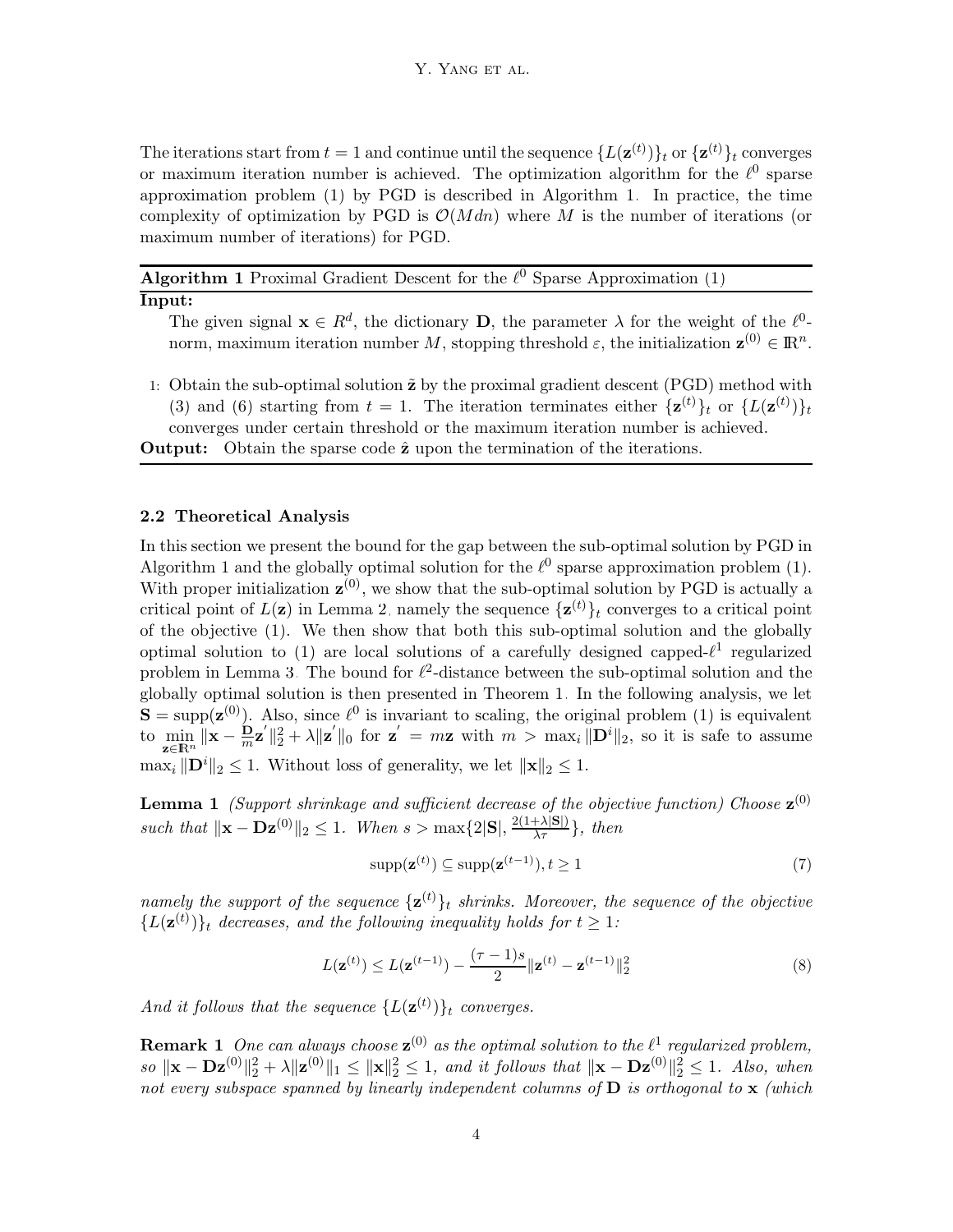The iterations start from $t = 1$ and continue until the sequence $\{L(\mathbf{z}^{(t)})\}_t$ or $\{\mathbf{z}^{(t)}\}_t$ converges or maximum iteration number is achieved. The optimization algorithm for the $\ell^0$ sparse approximation problem (1) by PGD is described in Algorithm 1. In practice, the time complexity of optimization by PGD is $\mathcal{O}(Mdn)$ where $M$ is the number of iterations (or maximum number of iterations) for PGD.

---

**Algorithm 1** Proximal Gradient Descent for the $\ell^0$ Sparse Approximation (1)

---

**Input:**

The given signal $\mathbf{x} \in R^d$, the dictionary $\mathbf{D}$, the parameter $\lambda$ for the weight of the $\ell^0$-norm, maximum iteration number $M$, stopping threshold $\varepsilon$, the initialization $\mathbf{z}^{(0)} \in \mathbb{R}^n$.

1: Obtain the sub-optimal solution $\tilde{\mathbf{z}}$ by the proximal gradient descent (PGD) method with (3) and (6) starting from $t = 1$. The iteration terminates either $\{\mathbf{z}^{(t)}\}_t$ or $\{L(\mathbf{z}^{(t)})\}_t$ converges under certain threshold or the maximum iteration number is achieved.

**Output:** Obtain the sparse code $\hat{\mathbf{z}}$ upon the termination of the iterations.

---

### 2.2 Theoretical Analysis

In this section we present the bound for the gap between the sub-optimal solution by PGD in Algorithm 1 and the globally optimal solution for the $\ell^0$ sparse approximation problem (1). With proper initialization $\mathbf{z}^{(0)}$, we show that the sub-optimal solution by PGD is actually a critical point of $L(\mathbf{z})$ in Lemma 2, namely the sequence $\{\mathbf{z}^{(t)}\}_t$ converges to a critical point of the objective (1). We then show that both this sub-optimal solution and the globally optimal solution to (1) are local solutions of a carefully designed capped-$\ell^1$ regularized problem in Lemma 3. The bound for $\ell^2$-distance between the sub-optimal solution and the globally optimal solution is then presented in Theorem 1. In the following analysis, we let $\mathbf{S} = \operatorname{supp}(\mathbf{z}^{(0)})$. Also, since $\ell^0$ is invariant to scaling, the original problem (1) is equivalent to $\min_{\mathbf{z} \in \mathbb{R}^n} \|\mathbf{x} - \frac{\mathbf{D}}{m}\mathbf{z}'\|_2^2 + \lambda\|\mathbf{z}'\|_0$ for $\mathbf{z}' = m\mathbf{z}$ with $m > \max_i \|\mathbf{D}^i\|_2$, so it is safe to assume $\max_i \|\mathbf{D}^i\|_2 \le 1$. Without loss of generality, we let $\|\mathbf{x}\|_2 \le 1$.

**Lemma 1** *(Support shrinkage and sufficient decrease of the objective function) Choose $\mathbf{z}^{(0)}$ such that $\|\mathbf{x} - \mathbf{D}\mathbf{z}^{(0)}\|_2 \le 1$. When $s > \max\{2|\mathbf{S}|, \frac{2(1+\lambda|\mathbf{S}|)}{\lambda\tau}\}$, then*

$$\operatorname{supp}(\mathbf{z}^{(t)}) \subseteq \operatorname{supp}(\mathbf{z}^{(t-1)}), t \ge 1 \tag{7}$$

*namely the support of the sequence $\{\mathbf{z}^{(t)}\}_t$ shrinks. Moreover, the sequence of the objective $\{L(\mathbf{z}^{(t)})\}_t$ decreases, and the following inequality holds for $t \ge 1$:*

$$L(\mathbf{z}^{(t)}) \le L(\mathbf{z}^{(t-1)}) - \frac{(\tau - 1)s}{2}\|\mathbf{z}^{(t)} - \mathbf{z}^{(t-1)}\|_2^2 \tag{8}$$

*And it follows that the sequence $\{L(\mathbf{z}^{(t)})\}_t$ converges.*

**Remark 1** *One can always choose $\mathbf{z}^{(0)}$ as the optimal solution to the $\ell^1$ regularized problem, so $\|\mathbf{x} - \mathbf{D}\mathbf{z}^{(0)}\|_2^2 + \lambda\|\mathbf{z}^{(0)}\|_1 \le \|\mathbf{x}\|_2^2 \le 1$, and it follows that $\|\mathbf{x} - \mathbf{D}\mathbf{z}^{(0)}\|_2^2 \le 1$. Also, when not every subspace spanned by linearly independent columns of $\mathbf{D}$ is orthogonal to $\mathbf{x}$ (which*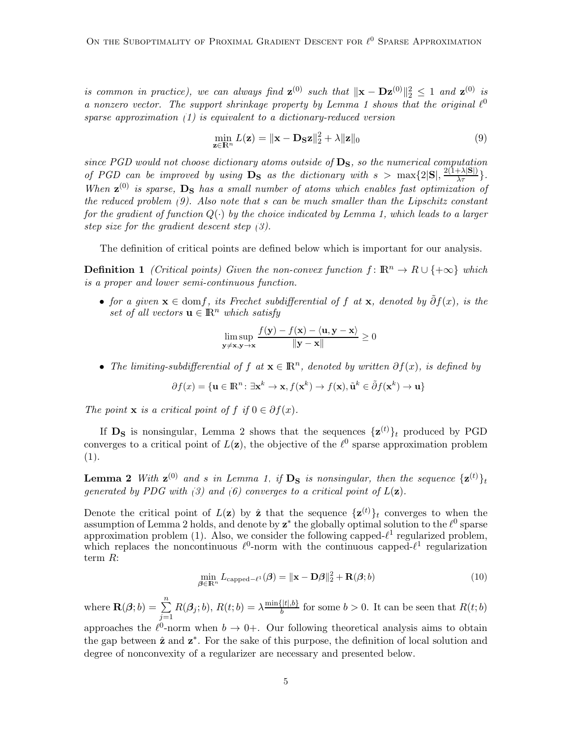*is common in practice), we can always find $\mathbf{z}^{(0)}$ such that $\|\mathbf{x} - \mathbf{D}\mathbf{z}^{(0)}\|_2^2 \le 1$ and $\mathbf{z}^{(0)}$ is a nonzero vector. The support shrinkage property by Lemma 1 shows that the original $\ell^0$ sparse approximation (1) is equivalent to a dictionary-reduced version*

$$\min_{\mathbf{z} \in \mathbb{R}^n} L(\mathbf{z}) = \|\mathbf{x} - \mathbf{D_S}\mathbf{z}\|_2^2 + \lambda\|\mathbf{z}\|_0 \tag{9}$$

*since PGD would not choose dictionary atoms outside of $\mathbf{D_S}$, so the numerical computation of PGD can be improved by using $\mathbf{D_S}$ as the dictionary with $s > \max\{2|\mathbf{S}|, \frac{2(1+\lambda|\mathbf{S}|)}{\lambda\tau}\}$. When $\mathbf{z}^{(0)}$ is sparse, $\mathbf{D_S}$ has a small number of atoms which enables fast optimization of the reduced problem (9). Also note that $s$ can be much smaller than the Lipschitz constant for the gradient of function $Q(\cdot)$ by the choice indicated by Lemma 1, which leads to a larger step size for the gradient descent step (3).*

The definition of critical points are defined below which is important for our analysis.

**Definition 1** *(Critical points) Given the non-convex function $f\colon \mathbb{R}^n \to R \cup \{+\infty\}$ which is a proper and lower semi-continuous function.*

- *for a given $\mathbf{x} \in \mathrm{dom} f$, its Frechet subdifferential of $f$ at $\mathbf{x}$, denoted by $\tilde{\partial} f(x)$, is the set of all vectors $\mathbf{u} \in \mathbb{R}^n$ which satisfy*

$$\limsup_{\mathbf{y} \neq \mathbf{x}, \mathbf{y} \to \mathbf{x}} \frac{f(\mathbf{y}) - f(\mathbf{x}) - \langle \mathbf{u}, \mathbf{y} - \mathbf{x} \rangle}{\|\mathbf{y} - \mathbf{x}\|} \ge 0$$

- *The limiting-subdifferential of $f$ at $\mathbf{x} \in \mathbb{R}^n$, denoted by written $\partial f(x)$, is defined by*

$$\partial f(x) = \{\mathbf{u} \in \mathbb{R}^n \colon \exists \mathbf{x}^k \to \mathbf{x}, f(\mathbf{x}^k) \to f(\mathbf{x}), \tilde{\mathbf{u}}^k \in \tilde{\partial} f(\mathbf{x}^k) \to \mathbf{u}\}$$

*The point $\mathbf{x}$ is a critical point of $f$ if $0 \in \partial f(x)$.*

If $\mathbf{D_S}$ is nonsingular, Lemma 2 shows that the sequences $\{\mathbf{z}^{(t)}\}_t$ produced by PGD converges to a critical point of $L(\mathbf{z})$, the objective of the $\ell^0$ sparse approximation problem (1).

**Lemma 2** *With $\mathbf{z}^{(0)}$ and $s$ in Lemma 1, if $\mathbf{D_S}$ is nonsingular, then the sequence $\{\mathbf{z}^{(t)}\}_t$ generated by PDG with (3) and (6) converges to a critical point of $L(\mathbf{z})$.*

Denote the critical point of $L(\mathbf{z})$ by $\hat{\mathbf{z}}$ that the sequence $\{\mathbf{z}^{(t)}\}_t$ converges to when the assumption of Lemma 2 holds, and denote by $\mathbf{z}^*$ the globally optimal solution to the $\ell^0$ sparse approximation problem (1). Also, we consider the following capped-$\ell^1$ regularized problem, which replaces the noncontinuous $\ell^0$-norm with the continuous capped-$\ell^1$ regularization term $R$:

$$\min_{\boldsymbol{\beta} \in \mathbb{R}^n} L_{\mathrm{capped}-\ell^1}(\boldsymbol{\beta}) = \|\mathbf{x} - \mathbf{D}\boldsymbol{\beta}\|_2^2 + \mathbf{R}(\boldsymbol{\beta}; b) \tag{10}$$

where $\mathbf{R}(\boldsymbol{\beta}; b) = \sum_{j=1}^{n} R(\boldsymbol{\beta}_j; b)$, $R(t; b) = \lambda\frac{\min\{|t|, b\}}{b}$ for some $b > 0$. It can be seen that $R(t; b)$ approaches the $\ell^0$-norm when $b \to 0+$. Our following theoretical analysis aims to obtain the gap between $\hat{\mathbf{z}}$ and $\mathbf{z}^*$. For the sake of this purpose, the definition of local solution and degree of nonconvexity of a regularizer are necessary and presented below.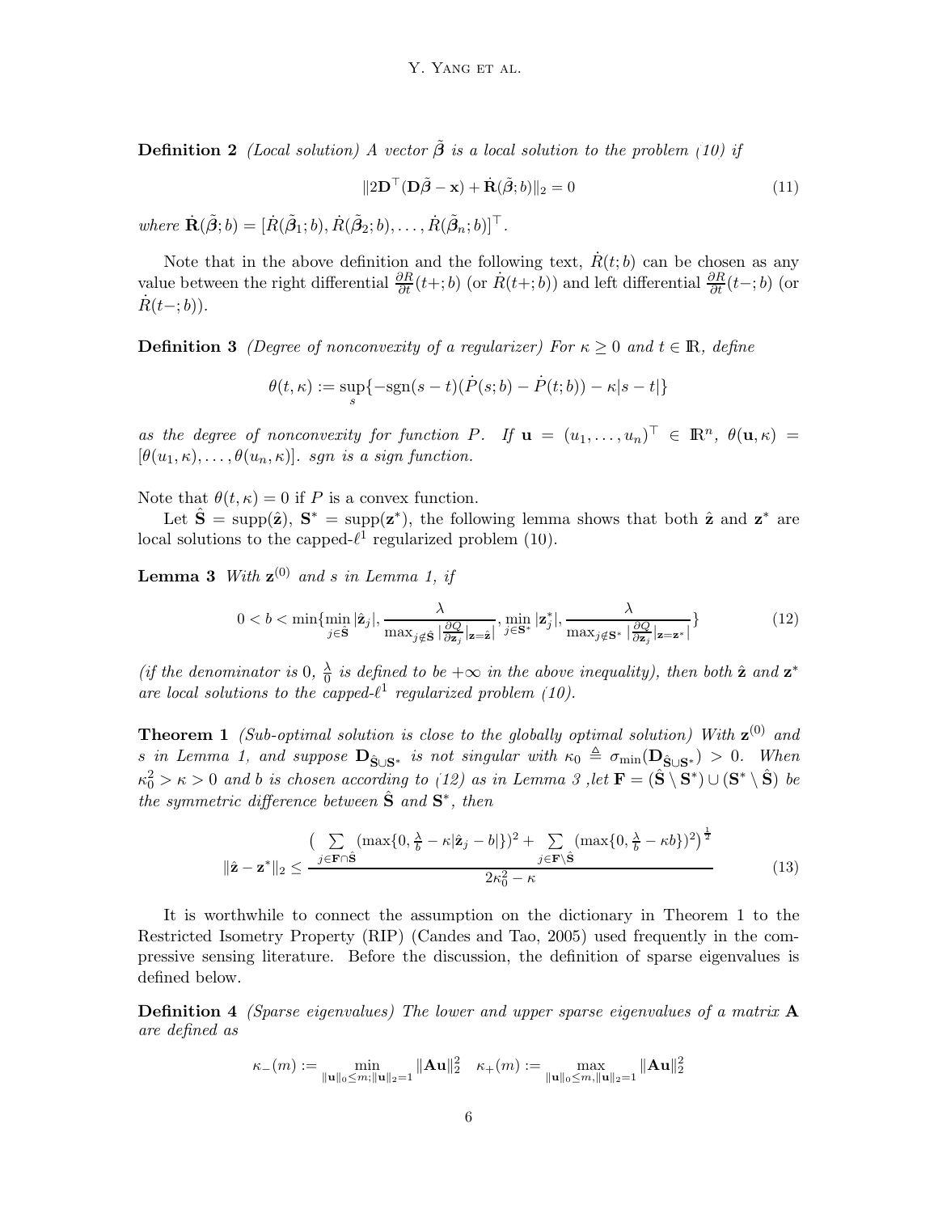**Definition 2** *(Local solution) A vector $\tilde{\boldsymbol{\beta}}$ is a local solution to the problem (10) if*

$$\|2\mathbf{D}^\top(\mathbf{D}\tilde{\boldsymbol{\beta}} - \mathbf{x}) + \dot{\mathbf{R}}(\tilde{\beta}; b)\|_2 = 0 \tag{11}$$

*where $\dot{\mathbf{R}}(\tilde{\boldsymbol{\beta}}; b) = [\dot{R}(\tilde{\boldsymbol{\beta}}_1; b), \dot{R}(\tilde{\boldsymbol{\beta}}_2; b), \ldots, \dot{R}(\tilde{\boldsymbol{\beta}}_n; b)]^\top$.*

Note that in the above definition and the following text, $\dot{R}(t; b)$ can be chosen as any value between the right differential $\frac{\partial R}{\partial t}(t+; b)$ (or $\dot{R}(t+; b)$) and left differential $\frac{\partial R}{\partial t}(t-; b)$ (or $\dot{R}(t-; b)$).

**Definition 3** *(Degree of nonconvexity of a regularizer) For $\kappa \geq 0$ and $t \in \mathbb{R}$, define*

$$\theta(t, \kappa) := \sup_s \{-\text{sgn}(s - t)(\dot{P}(s; b) - \dot{P}(t; b)) - \kappa|s - t|\}$$

*as the degree of nonconvexity for function $P$. If $\mathbf{u} = (u_1, \ldots, u_n)^\top \in \mathbb{R}^n$, $\theta(\mathbf{u}, \kappa) = [\theta(u_1, \kappa), \ldots, \theta(u_n, \kappa)]$. sgn is a sign function.*

Note that $\theta(t, \kappa) = 0$ if $P$ is a convex function.

Let $\hat{\mathbf{S}} = \text{supp}(\hat{\mathbf{z}})$, $\mathbf{S}^* = \text{supp}(\mathbf{z}^*)$, the following lemma shows that both $\hat{\mathbf{z}}$ and $\mathbf{z}^*$ are local solutions to the capped-$\ell^1$ regularized problem (10).

**Lemma 3** *With $\mathbf{z}^{(0)}$ and $s$ in Lemma 1, if*

$$0 < b < \min\{\min_{j \in \hat{\mathbf{S}}} |\hat{\mathbf{z}}_j|, \frac{\lambda}{\max_{j \notin \hat{\mathbf{S}}} |\frac{\partial Q}{\partial \mathbf{z}_j}|_{\mathbf{z}=\hat{\mathbf{z}}}|}, \min_{j \in \mathbf{S}^*} |\mathbf{z}^*_j|, \frac{\lambda}{\max_{j \notin \mathbf{S}^*} |\frac{\partial Q}{\partial \mathbf{z}_j}|_{\mathbf{z}=\mathbf{z}^*}|}\} \tag{12}$$

*(if the denominator is 0, $\frac{\lambda}{0}$ is defined to be $+\infty$ in the above inequality), then both $\hat{\mathbf{z}}$ and $\mathbf{z}^*$ are local solutions to the capped-$\ell^1$ regularized problem (10).*

**Theorem 1** *(Sub-optimal solution is close to the globally optimal solution) With $\mathbf{z}^{(0)}$ and $s$ in Lemma 1, and suppose $\mathbf{D}_{\hat{\mathbf{S}} \cup \mathbf{S}^*}$ is not singular with $\kappa_0 \triangleq \sigma_{\min}(\mathbf{D}_{\hat{\mathbf{S}} \cup \mathbf{S}^*}) > 0$. When $\kappa_0^2 > \kappa > 0$ and $b$ is chosen according to (12) as in Lemma 3 ,let $\mathbf{F} = (\hat{\mathbf{S}} \setminus \mathbf{S}^*) \cup (\mathbf{S}^* \setminus \hat{\mathbf{S}})$ be the symmetric difference between $\hat{\mathbf{S}}$ and $\mathbf{S}^*$, then*

$$\|\hat{\mathbf{z}} - \mathbf{z}^*\|_2 \leq \frac{\left(\sum\limits_{j \in \mathbf{F} \cap \hat{\mathbf{S}}} (\max\{0, \frac{\lambda}{b} - \kappa|\hat{\mathbf{z}}_j - b|\})^2 + \sum\limits_{j \in \mathbf{F} \setminus \hat{\mathbf{S}}} (\max\{0, \frac{\lambda}{b} - \kappa b\})^2\right)^{\frac{1}{2}}}{2\kappa_0^2 - \kappa} \tag{13}$$

It is worthwhile to connect the assumption on the dictionary in Theorem 1 to the Restricted Isometry Property (RIP) (Candes and Tao, 2005) used frequently in the compressive sensing literature. Before the discussion, the definition of sparse eigenvalues is defined below.

**Definition 4** *(Sparse eigenvalues) The lower and upper sparse eigenvalues of a matrix $\mathbf{A}$ are defined as*

$$\kappa_-(m) := \min_{\|\mathbf{u}\|_0 \leq m; \|\mathbf{u}\|_2 = 1} \|\mathbf{A}\mathbf{u}\|_2^2 \quad \kappa_+(m) := \max_{\|\mathbf{u}\|_0 \leq m, \|\mathbf{u}\|_2 = 1} \|\mathbf{A}\mathbf{u}\|_2^2$$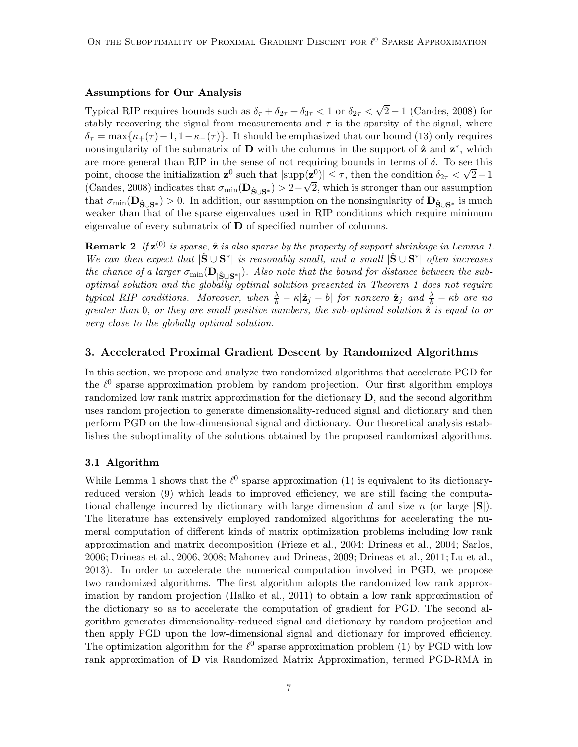**Assumptions for Our Analysis**

Typical RIP requires bounds such as $\delta_\tau + \delta_{2\tau} + \delta_{3\tau} < 1$ or $\delta_{2\tau} < \sqrt{2} - 1$ (Candes, 2008) for stably recovering the signal from measurements and $\tau$ is the sparsity of the signal, where $\delta_\tau = \max\{\kappa_+(\tau) - 1, 1 - \kappa_-(\tau)\}$. It should be emphasized that our bound (13) only requires nonsingularity of the submatrix of $\mathbf{D}$ with the columns in the support of $\hat{\mathbf{z}}$ and $\mathbf{z}^*$, which are more general than RIP in the sense of not requiring bounds in terms of $\delta$. To see this point, choose the initialization $\mathbf{z}^0$ such that $|\mathrm{supp}(\mathbf{z}^0)| \le \tau$, then the condition $\delta_{2\tau} < \sqrt{2} - 1$ (Candes, 2008) indicates that $\sigma_{\min}(\mathbf{D}_{\hat{\mathbf{S}} \cup \mathbf{S}^*}) > 2 - \sqrt{2}$, which is stronger than our assumption that $\sigma_{\min}(\mathbf{D}_{\hat{\mathbf{S}} \cup \mathbf{S}^*}) > 0$. In addition, our assumption on the nonsingularity of $\mathbf{D}_{\hat{\mathbf{S}} \cup \mathbf{S}^*}$ is much weaker than that of the sparse eigenvalues used in RIP conditions which require minimum eigenvalue of every submatrix of $\mathbf{D}$ of specified number of columns.

**Remark 2** *If $\mathbf{z}^{(0)}$ is sparse, $\hat{\mathbf{z}}$ is also sparse by the property of support shrinkage in Lemma 1. We can then expect that $|\hat{\mathbf{S}} \cup \mathbf{S}^*|$ is reasonably small, and a small $|\hat{\mathbf{S}} \cup \mathbf{S}^*|$ often increases the chance of a larger $\sigma_{\min}(\mathbf{D}_{|\hat{\mathbf{S}} \cup \mathbf{S}^*|})$. Also note that the bound for distance between the sub-optimal solution and the globally optimal solution presented in Theorem 1 does not require typical RIP conditions. Moreover, when $\frac{\lambda}{b} - \kappa|\hat{\mathbf{z}}_j - b|$ for nonzero $\hat{\mathbf{z}}_j$ and $\frac{\lambda}{b} - \kappa b$ are no greater than 0, or they are small positive numbers, the sub-optimal solution $\hat{\mathbf{z}}$ is equal to or very close to the globally optimal solution.*

## 3. Accelerated Proximal Gradient Descent by Randomized Algorithms

In this section, we propose and analyze two randomized algorithms that accelerate PGD for the $\ell^0$ sparse approximation problem by random projection. Our first algorithm employs randomized low rank matrix approximation for the dictionary $\mathbf{D}$, and the second algorithm uses random projection to generate dimensionality-reduced signal and dictionary and then perform PGD on the low-dimensional signal and dictionary. Our theoretical analysis establishes the suboptimality of the solutions obtained by the proposed randomized algorithms.

### 3.1 Algorithm

While Lemma 1 shows that the $\ell^0$ sparse approximation (1) is equivalent to its dictionary-reduced version (9) which leads to improved efficiency, we are still facing the computational challenge incurred by dictionary with large dimension $d$ and size $n$ (or large $|\mathbf{S}|$). The literature has extensively employed randomized algorithms for accelerating the numeral computation of different kinds of matrix optimization problems including low rank approximation and matrix decomposition (Frieze et al., 2004; Drineas et al., 2004; Sarlos, 2006; Drineas et al., 2006, 2008; Mahoney and Drineas, 2009; Drineas et al., 2011; Lu et al., 2013). In order to accelerate the numerical computation involved in PGD, we propose two randomized algorithms. The first algorithm adopts the randomized low rank approximation by random projection (Halko et al., 2011) to obtain a low rank approximation of the dictionary so as to accelerate the computation of gradient for PGD. The second algorithm generates dimensionality-reduced signal and dictionary by random projection and then apply PGD upon the low-dimensional signal and dictionary for improved efficiency. The optimization algorithm for the $\ell^0$ sparse approximation problem (1) by PGD with low rank approximation of $\mathbf{D}$ via Randomized Matrix Approximation, termed PGD-RMA in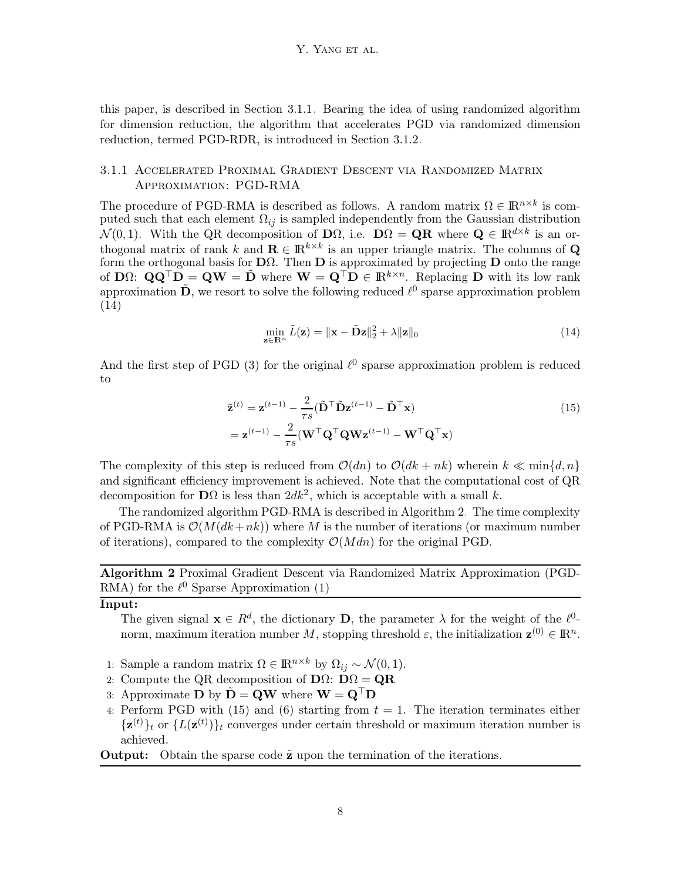this paper, is described in Section 3.1.1. Bearing the idea of using randomized algorithm for dimension reduction, the algorithm that accelerates PGD via randomized dimension reduction, termed PGD-RDR, is introduced in Section 3.1.2.

### 3.1.1 Accelerated Proximal Gradient Descent via Randomized Matrix Approximation: PGD-RMA

The procedure of PGD-RMA is described as follows. A random matrix $\Omega \in \mathbb{R}^{n \times k}$ is computed such that each element $\Omega_{ij}$ is sampled independently from the Gaussian distribution $\mathcal{N}(0,1)$. With the QR decomposition of $\mathbf{D}\Omega$, i.e. $\mathbf{D}\Omega = \mathbf{Q}\mathbf{R}$ where $\mathbf{Q} \in \mathbb{R}^{d \times k}$ is an orthogonal matrix of rank $k$ and $\mathbf{R} \in \mathbb{R}^{k \times k}$ is an upper triangle matrix. The columns of $\mathbf{Q}$ form the orthogonal basis for $\mathbf{D}\Omega$. Then $\mathbf{D}$ is approximated by projecting $\mathbf{D}$ onto the range of $\mathbf{D}\Omega$: $\mathbf{Q}\mathbf{Q}^\top \mathbf{D} = \mathbf{Q}\mathbf{W} = \tilde{\mathbf{D}}$ where $\mathbf{W} = \mathbf{Q}^\top \mathbf{D} \in \mathbb{R}^{k \times n}$. Replacing $\mathbf{D}$ with its low rank approximation $\tilde{\mathbf{D}}$, we resort to solve the following reduced $\ell^0$ sparse approximation problem (14)

$$\min_{\mathbf{z} \in \mathbb{R}^n} \tilde{L}(\mathbf{z}) = \|\mathbf{x} - \tilde{\mathbf{D}}\mathbf{z}\|_2^2 + \lambda \|\mathbf{z}\|_0 \tag{14}$$

And the first step of PGD (3) for the original $\ell^0$ sparse approximation problem is reduced to

$$\begin{aligned}
\tilde{\mathbf{z}}^{(t)} &= \mathbf{z}^{(t-1)} - \frac{2}{\tau s}(\tilde{\mathbf{D}}^\top \tilde{\mathbf{D}} \mathbf{z}^{(t-1)} - \tilde{\mathbf{D}}^\top \mathbf{x}) \\
&= \mathbf{z}^{(t-1)} - \frac{2}{\tau s}(\mathbf{W}^\top \mathbf{Q}^\top \mathbf{Q} \mathbf{W} \mathbf{z}^{(t-1)} - \mathbf{W}^\top \mathbf{Q}^\top \mathbf{x})
\end{aligned} \tag{15}$$

The complexity of this step is reduced from $\mathcal{O}(dn)$ to $\mathcal{O}(dk + nk)$ wherein $k \ll \min\{d, n\}$ and significant efficiency improvement is achieved. Note that the computational cost of QR decomposition for $\mathbf{D}\Omega$ is less than $2dk^2$, which is acceptable with a small $k$.

The randomized algorithm PGD-RMA is described in Algorithm 2. The time complexity of PGD-RMA is $\mathcal{O}(M(dk+nk))$ where $M$ is the number of iterations (or maximum number of iterations), compared to the complexity $\mathcal{O}(Mdn)$ for the original PGD.

---

**Algorithm 2** Proximal Gradient Descent via Randomized Matrix Approximation (PGD-RMA) for the $\ell^0$ Sparse Approximation (1)

---

**Input:**

The given signal $\mathbf{x} \in R^d$, the dictionary $\mathbf{D}$, the parameter $\lambda$ for the weight of the $\ell^0$-norm, maximum iteration number $M$, stopping threshold $\varepsilon$, the initialization $\mathbf{z}^{(0)} \in \mathbb{R}^n$.

1: Sample a random matrix $\Omega \in \mathbb{R}^{n \times k}$ by $\Omega_{ij} \sim \mathcal{N}(0,1)$.

2: Compute the QR decomposition of $\mathbf{D}\Omega$: $\mathbf{D}\Omega = \mathbf{Q}\mathbf{R}$

3: Approximate $\mathbf{D}$ by $\tilde{\mathbf{D}} = \mathbf{Q}\mathbf{W}$ where $\mathbf{W} = \mathbf{Q}^\top \mathbf{D}$

4: Perform PGD with (15) and (6) starting from $t = 1$. The iteration terminates either $\{\mathbf{z}^{(t)}\}_t$ or $\{L(\mathbf{z}^{(t)})\}_t$ converges under certain threshold or maximum iteration number is achieved.

**Output:** Obtain the sparse code $\tilde{\mathbf{z}}$ upon the termination of the iterations.

---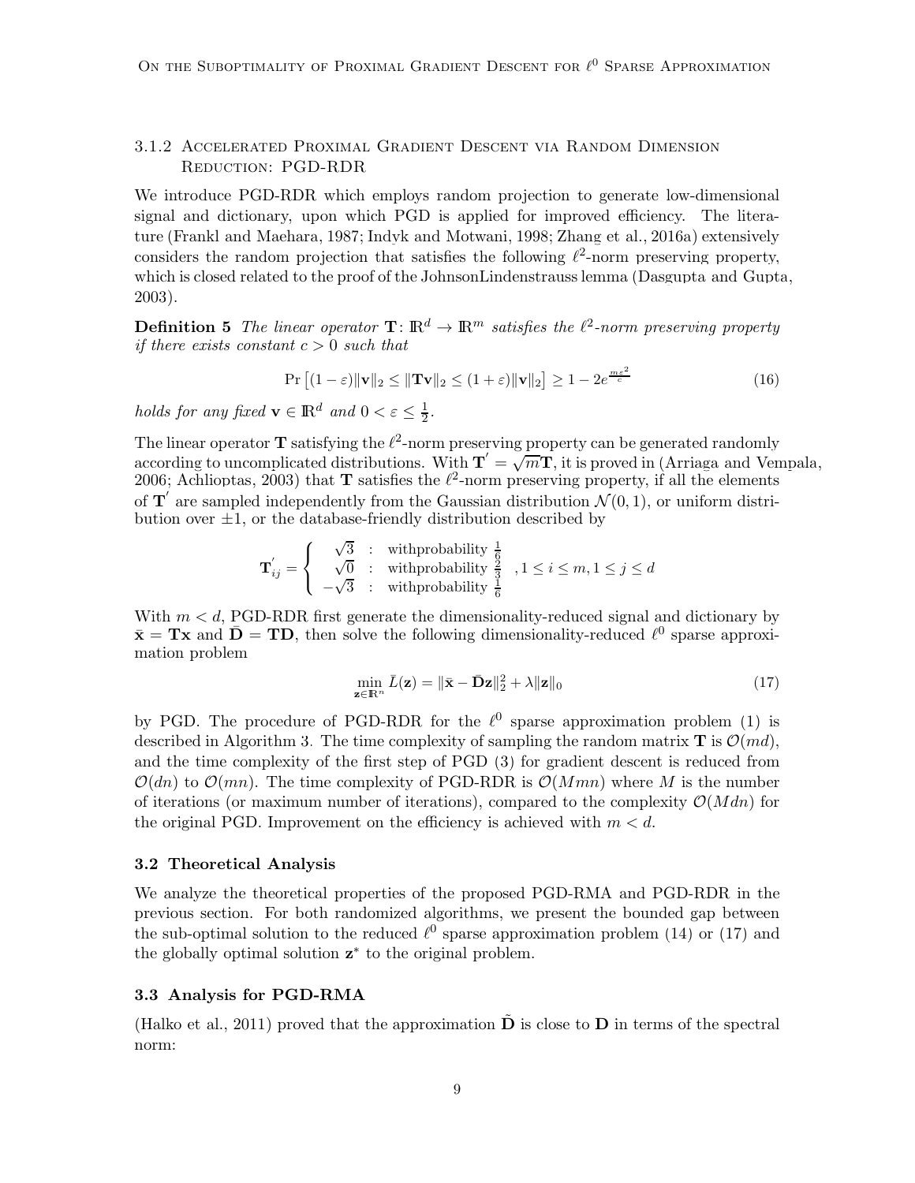### 3.1.2 Accelerated Proximal Gradient Descent via Random Dimension Reduction: PGD-RDR

We introduce PGD-RDR which employs random projection to generate low-dimensional signal and dictionary, upon which PGD is applied for improved efficiency. The literature (Frankl and Maehara, 1987; Indyk and Motwani, 1998; Zhang et al., 2016a) extensively considers the random projection that satisfies the following $\ell^2$-norm preserving property, which is closed related to the proof of the JohnsonLindenstrauss lemma (Dasgupta and Gupta, 2003).

**Definition 5** *The linear operator $\mathbf{T}\colon \mathbb{R}^d \to \mathbb{R}^m$ satisfies the $\ell^2$-norm preserving property if there exists constant $c > 0$ such that*

$$\Pr\left[(1-\varepsilon)\|\mathbf{v}\|_2 \le \|\mathbf{T}\mathbf{v}\|_2 \le (1+\varepsilon)\|\mathbf{v}\|_2\right] \ge 1 - 2e^{\frac{m\varepsilon^2}{c}} \tag{16}$$

*holds for any fixed $\mathbf{v} \in \mathbb{R}^d$ and $0 < \varepsilon \le \frac{1}{2}$.*

The linear operator $\mathbf{T}$ satisfying the $\ell^2$-norm preserving property can be generated randomly according to uncomplicated distributions. With $\mathbf{T}^{'} = \sqrt{m}\mathbf{T}$, it is proved in (Arriaga and Vempala, 2006; Achlioptas, 2003) that $\mathbf{T}$ satisfies the $\ell^2$-norm preserving property, if all the elements of $\mathbf{T}^{'}$ are sampled independently from the Gaussian distribution $\mathcal{N}(0,1)$, or uniform distribution over $\pm 1$, or the database-friendly distribution described by

$$\mathbf{T}^{'}_{ij} = \begin{cases} \sqrt{3} & : \ \text{withprobability } \frac{1}{6} \\ \sqrt{0} & : \ \text{withprobability } \frac{2}{3} \\ -\sqrt{3} & : \ \text{withprobability } \frac{1}{6} \end{cases}, 1 \le i \le m, 1 \le j \le d$$

With $m < d$, PGD-RDR first generate the dimensionality-reduced signal and dictionary by $\bar{\mathbf{x}} = \mathbf{T}\mathbf{x}$ and $\bar{\mathbf{D}} = \mathbf{T}\mathbf{D}$, then solve the following dimensionality-reduced $\ell^0$ sparse approximation problem

$$\min_{\mathbf{z} \in \mathbb{R}^n} \bar{L}(\mathbf{z}) = \|\bar{\mathbf{x}} - \bar{\mathbf{D}}\mathbf{z}\|_2^2 + \lambda\|\mathbf{z}\|_0 \tag{17}$$

by PGD. The procedure of PGD-RDR for the $\ell^0$ sparse approximation problem (1) is described in Algorithm 3. The time complexity of sampling the random matrix $\mathbf{T}$ is $\mathcal{O}(md)$, and the time complexity of the first step of PGD (3) for gradient descent is reduced from $\mathcal{O}(dn)$ to $\mathcal{O}(mn)$. The time complexity of PGD-RDR is $\mathcal{O}(Mmn)$ where $M$ is the number of iterations (or maximum number of iterations), compared to the complexity $\mathcal{O}(Mdn)$ for the original PGD. Improvement on the efficiency is achieved with $m < d$.

### 3.2 Theoretical Analysis

We analyze the theoretical properties of the proposed PGD-RMA and PGD-RDR in the previous section. For both randomized algorithms, we present the bounded gap between the sub-optimal solution to the reduced $\ell^0$ sparse approximation problem (14) or (17) and the globally optimal solution $\mathbf{z}^*$ to the original problem.

### 3.3 Analysis for PGD-RMA

(Halko et al., 2011) proved that the approximation $\tilde{\mathbf{D}}$ is close to $\mathbf{D}$ in terms of the spectral norm: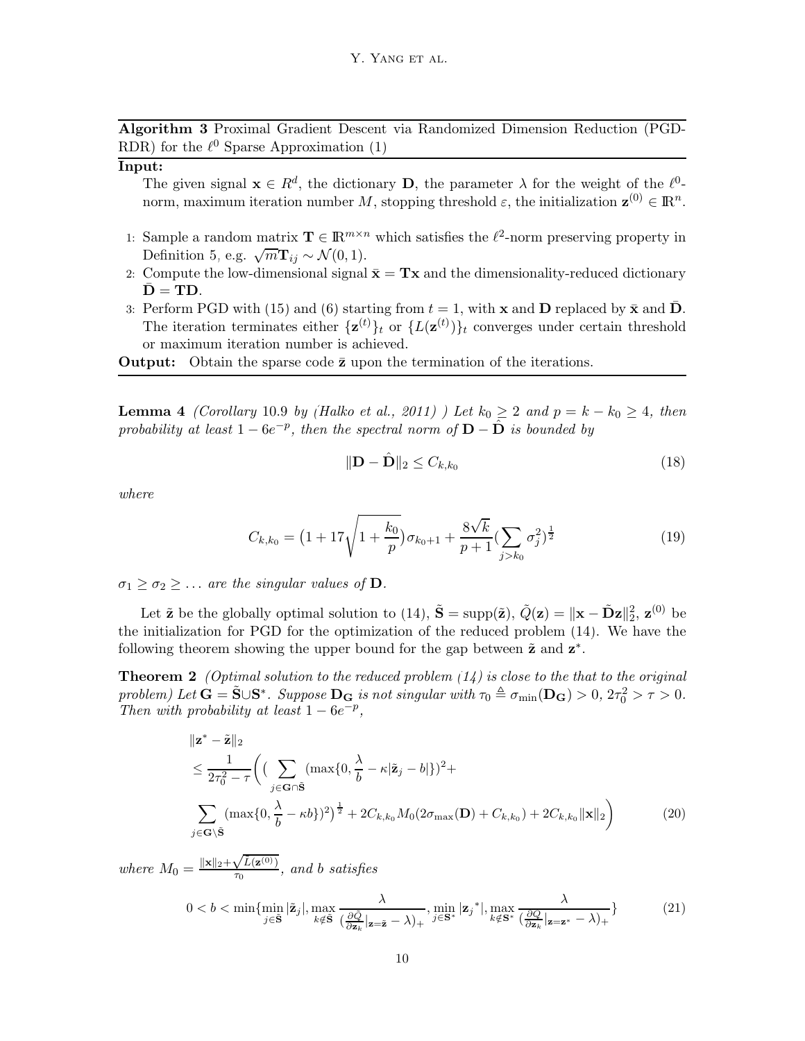**Algorithm 3** Proximal Gradient Descent via Randomized Dimension Reduction (PGD-RDR) for the $\ell^0$ Sparse Approximation (1)

**Input:**

The given signal $\mathbf{x} \in R^d$, the dictionary $\mathbf{D}$, the parameter $\lambda$ for the weight of the $\ell^0$-norm, maximum iteration number $M$, stopping threshold $\varepsilon$, the initialization $\mathbf{z}^{(0)} \in \mathbb{R}^n$.

1: Sample a random matrix $\mathbf{T} \in \mathbb{R}^{m \times n}$ which satisfies the $\ell^2$-norm preserving property in Definition 5, e.g. $\sqrt{m}\mathbf{T}_{ij} \sim \mathcal{N}(0,1)$.

2: Compute the low-dimensional signal $\bar{\mathbf{x}} = \mathbf{T}\mathbf{x}$ and the dimensionality-reduced dictionary $\bar{\mathbf{D}} = \mathbf{T}\mathbf{D}$.

3: Perform PGD with (15) and (6) starting from $t = 1$, with $\mathbf{x}$ and $\mathbf{D}$ replaced by $\bar{\mathbf{x}}$ and $\bar{\mathbf{D}}$. The iteration terminates either $\{\mathbf{z}^{(t)}\}_t$ or $\{L(\mathbf{z}^{(t)})\}_t$ converges under certain threshold or maximum iteration number is achieved.

**Output:** Obtain the sparse code $\bar{\mathbf{z}}$ upon the termination of the iterations.

**Lemma 4** *(Corollary 10.9 by (Halko et al., 2011) ) Let $k_0 \geq 2$ and $p = k - k_0 \geq 4$, then probability at least $1 - 6e^{-p}$, then the spectral norm of $\mathbf{D} - \hat{\mathbf{D}}$ is bounded by*

$$\|\mathbf{D} - \hat{\mathbf{D}}\|_2 \leq C_{k,k_0} \tag{18}$$

*where*

$$C_{k,k_0} = \big(1 + 17\sqrt{1 + \frac{k_0}{p}}\big)\sigma_{k_0+1} + \frac{8\sqrt{k}}{p+1}\big(\sum_{j>k_0} \sigma_j^2\big)^{\frac{1}{2}} \tag{19}$$

*$\sigma_1 \geq \sigma_2 \geq \ldots$ are the singular values of $\mathbf{D}$.*

Let $\tilde{\mathbf{z}}$ be the globally optimal solution to (14), $\tilde{\mathbf{S}} = \mathrm{supp}(\tilde{\mathbf{z}})$, $\tilde{Q}(\mathbf{z}) = \|\mathbf{x} - \tilde{\mathbf{D}}\mathbf{z}\|_2^2$, $\mathbf{z}^{(0)}$ be the initialization for PGD for the optimization of the reduced problem (14). We have the following theorem showing the upper bound for the gap between $\tilde{\mathbf{z}}$ and $\mathbf{z}^*$.

**Theorem 2** *(Optimal solution to the reduced problem (14) is close to the that to the original problem) Let $\mathbf{G} = \tilde{\mathbf{S}} \cup \mathbf{S}^*$. Suppose $\mathbf{D}_\mathbf{G}$ is not singular with $\tau_0 \triangleq \sigma_{\min}(\mathbf{D}_\mathbf{G}) > 0$, $2\tau_0^2 > \tau > 0$. Then with probability at least $1 - 6e^{-p}$,*

$$\begin{aligned}
&\|\mathbf{z}^* - \tilde{\mathbf{z}}\|_2 \\
&\leq \frac{1}{2\tau_0^2 - \tau}\bigg(\big(\sum_{j \in \mathbf{G} \cap \tilde{\mathbf{S}}} (\max\{0, \frac{\lambda}{b} - \kappa|\tilde{\mathbf{z}}_j - b|\})^2 + \\
&\sum_{j \in \mathbf{G} \setminus \tilde{\mathbf{S}}} (\max\{0, \frac{\lambda}{b} - \kappa b\})^2\big)^{\frac{1}{2}} + 2C_{k,k_0} M_0 (2\sigma_{\max}(\mathbf{D}) + C_{k,k_0}) + 2C_{k,k_0}\|\mathbf{x}\|_2\bigg)
\end{aligned} \tag{20}$$

*where $M_0 = \frac{\|\mathbf{x}\|_2 + \sqrt{L(\mathbf{z}^{(0)})}}{\tau_0}$, and $b$ satisfies*

$$0 < b < \min\{\min_{j \in \tilde{\mathbf{S}}} |\tilde{\mathbf{z}}_j|, \max_{k \notin \tilde{\mathbf{S}}} \frac{\lambda}{(\frac{\partial \tilde{Q}}{\partial \mathbf{z}_k}|_{\mathbf{z}=\tilde{\mathbf{z}}} - \lambda)_+}, \min_{j \in \mathbf{S}^*} |{\mathbf{z}_j}^*|, \max_{k \notin \mathbf{S}^*} \frac{\lambda}{(\frac{\partial Q}{\partial \mathbf{z}_k}|_{\mathbf{z}=\mathbf{z}^*} - \lambda)_+}\} \tag{21}$$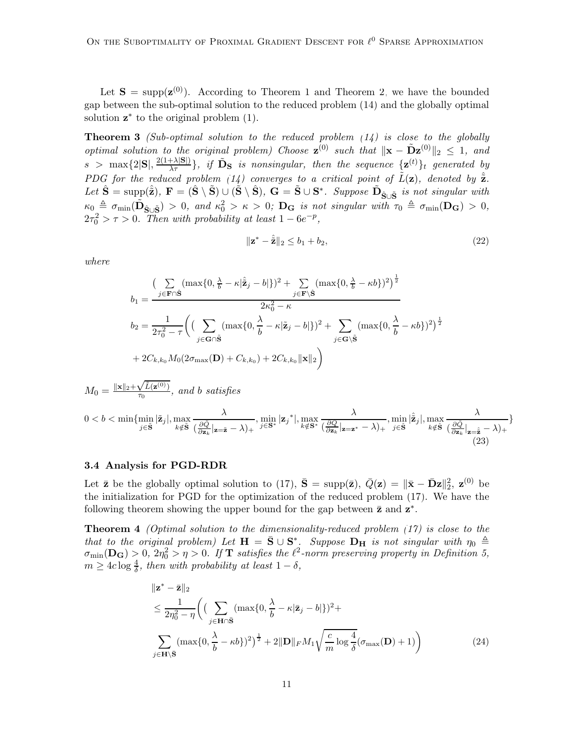Let $\mathbf{S} = \text{supp}(\mathbf{z}^{(0)})$. According to Theorem 1 and Theorem 2, we have the bounded gap between the sub-optimal solution to the reduced problem (14) and the globally optimal solution $\mathbf{z}^*$ to the original problem (1).

**Theorem 3** *(Sub-optimal solution to the reduced problem (14) is close to the globally optimal solution to the original problem) Choose $\mathbf{z}^{(0)}$ such that $\|\mathbf{x} - \tilde{\mathbf{D}}\mathbf{z}^{(0)}\|_2 \le 1$, and $s > \max\{2|\mathbf{S}|, \frac{2(1+\lambda|\mathbf{S}|)}{\lambda\tau}\}$, if $\tilde{\mathbf{D}}_{\mathbf{S}}$ is nonsingular, then the sequence $\{\mathbf{z}^{(t)}\}_t$ generated by PDG for the reduced problem (14) converges to a critical point of $\tilde{L}(\mathbf{z})$, denoted by $\hat{\tilde{\mathbf{z}}}$. Let $\hat{\mathbf{S}} = \text{supp}(\hat{\tilde{\mathbf{z}}})$, $\mathbf{F} = (\hat{\mathbf{S}} \setminus \tilde{\mathbf{S}}) \cup (\tilde{\mathbf{S}} \setminus \hat{\mathbf{S}})$, $\mathbf{G} = \tilde{\mathbf{S}} \cup \mathbf{S}^*$. Suppose $\tilde{\mathbf{D}}_{\hat{\mathbf{S}} \cup \tilde{\mathbf{S}}}$ is not singular with $\kappa_0 \triangleq \sigma_{\min}(\tilde{\mathbf{D}}_{\hat{\mathbf{S}} \cup \tilde{\mathbf{S}}}) > 0$, and $\kappa_0^2 > \kappa > 0$; $\mathbf{D}_{\mathbf{G}}$ is not singular with $\tau_0 \triangleq \sigma_{\min}(\mathbf{D}_{\mathbf{G}}) > 0$, $2\tau_0^2 > \tau > 0$. Then with probability at least $1 - 6e^{-p}$,*

$$\|\mathbf{z}^* - \hat{\tilde{\mathbf{z}}}\|_2 \le b_1 + b_2, \tag{22}$$

*where*

$$b_1 = \frac{\Big(\sum\limits_{j \in \mathbf{F} \cap \hat{\mathbf{S}}} (\max\{0, \frac{\lambda}{b} - \kappa|\hat{\tilde{\mathbf{z}}}_j - b|\})^2 + \sum\limits_{j \in \mathbf{F} \setminus \hat{\mathbf{S}}} (\max\{0, \frac{\lambda}{b} - \kappa b\})^2\Big)^{\frac{1}{2}}}{2\kappa_0^2 - \kappa}$$

$$b_2 = \frac{1}{2\tau_0^2 - \tau}\bigg(\Big(\sum_{j \in \mathbf{G} \cap \tilde{\mathbf{S}}} (\max\{0, \frac{\lambda}{b} - \kappa|\tilde{\mathbf{z}}_j - b|\})^2 + \sum_{j \in \mathbf{G} \setminus \tilde{\mathbf{S}}} (\max\{0, \frac{\lambda}{b} - \kappa b\})^2\Big)^{\frac{1}{2}}$$
$$+ 2C_{k,k_0} M_0 (2\sigma_{\max}(\mathbf{D}) + C_{k,k_0}) + 2C_{k,k_0}\|\mathbf{x}\|_2\bigg)$$

*$M_0 = \frac{\|\mathbf{x}\|_2 + \sqrt{\tilde{L}(\mathbf{z}^{(0)})}}{\tau_0}$, and $b$ satisfies*

$$0 < b < \min\{\min_{j \in \tilde{\mathbf{S}}} |\tilde{\mathbf{z}}_j|, \max_{k \notin \tilde{\mathbf{S}}} \frac{\lambda}{(\frac{\partial \tilde{Q}}{\partial \mathbf{z}_k}|_{\mathbf{z}=\tilde{\mathbf{z}}} - \lambda)_+}, \min_{j \in \mathbf{S}^*} |\mathbf{z}_j{}^*|, \max_{k \notin \mathbf{S}^*} \frac{\lambda}{(\frac{\partial Q}{\partial \mathbf{z}_k}|_{\mathbf{z}=\mathbf{z}^*} - \lambda)_+}, \min_{j \in \hat{\mathbf{S}}} |\hat{\tilde{\mathbf{z}}}_j|, \max_{k \notin \hat{\mathbf{S}}} \frac{\lambda}{(\frac{\partial \tilde{Q}}{\partial \mathbf{z}_k}|_{\mathbf{z}=\hat{\tilde{\mathbf{z}}}} - \lambda)_+}\} \tag{23}$$

### 3.4 Analysis for PGD-RDR

Let $\bar{\mathbf{z}}$ be the globally optimal solution to (17), $\bar{\mathbf{S}} = \text{supp}(\bar{\mathbf{z}})$, $\bar{Q}(\mathbf{z}) = \|\bar{\mathbf{x}} - \bar{\mathbf{D}}\mathbf{z}\|_2^2$, $\mathbf{z}^{(0)}$ be the initialization for PGD for the optimization of the reduced problem (17). We have the following theorem showing the upper bound for the gap between $\bar{\mathbf{z}}$ and $\mathbf{z}^*$.

**Theorem 4** *(Optimal solution to the dimensionality-reduced problem (17) is close to the that to the original problem) Let $\mathbf{H} = \bar{\mathbf{S}} \cup \mathbf{S}^*$. Suppose $\mathbf{D}_{\mathbf{H}}$ is not singular with $\eta_0 \triangleq \sigma_{\min}(\mathbf{D}_{\mathbf{G}}) > 0$, $2\eta_0^2 > \eta > 0$. If $\mathbf{T}$ satisfies the $\ell^2$-norm preserving property in Definition 5, $m \ge 4c \log \frac{4}{\delta}$, then with probability at least $1 - \delta$,*

$$\begin{aligned}
&\|\mathbf{z}^* - \bar{\mathbf{z}}\|_2 \\
&\le \frac{1}{2\eta_0^2 - \eta}\bigg(\Big(\sum_{j \in \mathbf{H} \cap \bar{\mathbf{S}}} (\max\{0, \frac{\lambda}{b} - \kappa|\bar{\mathbf{z}}_j - b|\})^2 + \\
&\sum_{j \in \mathbf{H} \setminus \bar{\mathbf{S}}} (\max\{0, \frac{\lambda}{b} - \kappa b\})^2\Big)^{\frac{1}{2}} + 2\|\mathbf{D}\|_F M_1 \sqrt{\frac{c}{m} \log \frac{4}{\delta}} (\sigma_{\max}(\mathbf{D}) + 1)\bigg)
\end{aligned} \tag{24}$$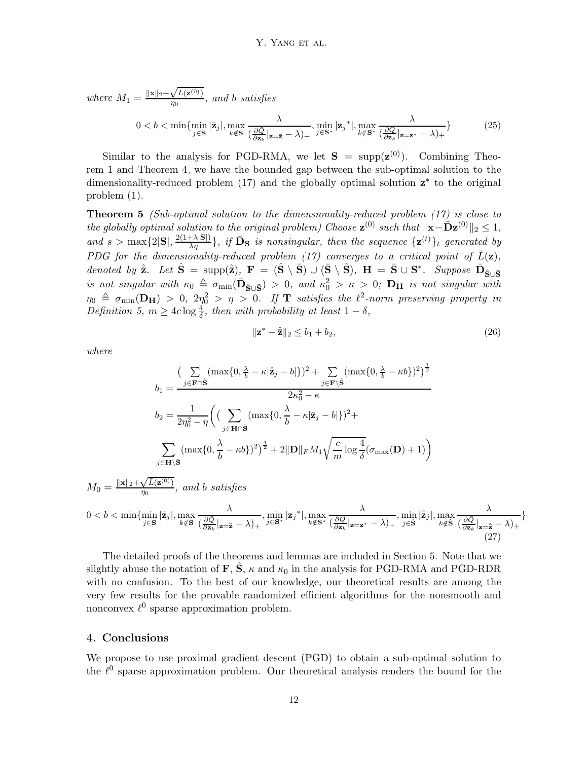where $M_1 = \frac{\|\mathbf{x}\|_2 + \sqrt{\bar{L}(\mathbf{z}^{(0)})}}{\eta_0}$, and $b$ satisfies

$$0 < b < \min\{\min_{j \in \bar{\mathbf{S}}} |\bar{\mathbf{z}}_j|, \max_{k \notin \bar{\mathbf{S}}} \frac{\lambda}{(\frac{\partial \bar{Q}}{\partial \mathbf{z}_k}|_{\mathbf{z}=\bar{\mathbf{z}}} - \lambda)_+}, \min_{j \in \mathbf{S}^*} |\mathbf{z}_j{}^*|, \max_{k \notin \mathbf{S}^*} \frac{\lambda}{(\frac{\partial Q}{\partial \mathbf{z}_k}|_{\mathbf{z}=\mathbf{z}^*} - \lambda)_+}\} \tag{25}$$

Similar to the analysis for PGD-RMA, we let $\mathbf{S} = \mathrm{supp}(\mathbf{z}^{(0)})$. Combining Theorem 1 and Theorem 4, we have the bounded gap between the sub-optimal solution to the dimensionality-reduced problem (17) and the globally optimal solution $\mathbf{z}^*$ to the original problem (1).

**Theorem 5** *(Sub-optimal solution to the dimensionality-reduced problem (17) is close to the globally optimal solution to the original problem) Choose $\mathbf{z}^{(0)}$ such that $\|\mathbf{x} - \bar{\mathbf{D}}\mathbf{z}^{(0)}\|_2 \le 1$, and $s > \max\{2|\mathbf{S}|, \frac{2(1+\lambda|\mathbf{S}|)}{\lambda\eta}\}$, if $\bar{\mathbf{D}}_{\mathbf{S}}$ is nonsingular, then the sequence $\{\mathbf{z}^{(t)}\}_t$ generated by PDG for the dimensionality-reduced problem (17) converges to a critical point of $\bar{L}(\mathbf{z})$, denoted by $\hat{\bar{\mathbf{z}}}$. Let $\hat{\mathbf{S}} = \mathrm{supp}(\hat{\bar{\mathbf{z}}})$, $\mathbf{F} = (\hat{\mathbf{S}} \setminus \bar{\mathbf{S}}) \cup (\bar{\mathbf{S}} \setminus \hat{\mathbf{S}})$, $\mathbf{H} = \bar{\mathbf{S}} \cup \mathbf{S}^*$. Suppose $\bar{\mathbf{D}}_{\hat{\mathbf{S}} \cup \bar{\mathbf{S}}}$ is not singular with $\kappa_0 \triangleq \sigma_{\min}(\bar{\mathbf{D}}_{\hat{\mathbf{S}} \cup \bar{\mathbf{S}}}) > 0$, and $\kappa_0^2 > \kappa > 0$; $\mathbf{D}_{\mathbf{H}}$ is not singular with $\eta_0 \triangleq \sigma_{\min}(\mathbf{D}_{\mathbf{H}}) > 0$, $2\eta_0^2 > \eta > 0$. If $\mathbf{T}$ satisfies the $\ell^2$-norm preserving property in Definition 5, $m \ge 4c \log \frac{4}{\delta}$, then with probability at least $1 - \delta$,*

$$\|\mathbf{z}^* - \hat{\bar{\mathbf{z}}}\|_2 \le b_1 + b_2, \tag{26}$$

*where*

$$b_1 = \frac{\big(\sum\limits_{j \in \mathbf{F} \cap \hat{\mathbf{S}}} (\max\{0, \frac{\lambda}{b} - \kappa|\hat{\bar{\mathbf{z}}}_j - b|\})^2 + \sum\limits_{j \in \mathbf{F} \setminus \hat{\mathbf{S}}} (\max\{0, \frac{\lambda}{b} - \kappa b\})^2\big)^{\frac{1}{2}}}{2\kappa_0^2 - \kappa}$$

$$b_2 = \frac{1}{2\eta_0^2 - \eta}\bigg(\big(\sum_{j \in \mathbf{H} \cap \bar{\mathbf{S}}} (\max\{0, \frac{\lambda}{b} - \kappa|\bar{\mathbf{z}}_j - b|\})^2 +$$

$$\sum_{j \in \mathbf{H} \setminus \bar{\mathbf{S}}} (\max\{0, \frac{\lambda}{b} - \kappa b\})^2\big)^{\frac{1}{2}} + 2\|\mathbf{D}\|_F M_1 \sqrt{\frac{c}{m} \log \frac{4}{\delta}} (\sigma_{\max}(\mathbf{D}) + 1)\bigg)$$

$M_0 = \frac{\|\mathbf{x}\|_2 + \sqrt{\bar{L}(\mathbf{z}^{(0)})}}{\eta_0}$*, and $b$ satisfies*

$$0 < b < \min\{\min_{j \in \bar{\mathbf{S}}} |\bar{\mathbf{z}}_j|, \max_{k \notin \bar{\mathbf{S}}} \frac{\lambda}{(\frac{\partial \bar{Q}}{\partial \mathbf{z}_k}|_{\mathbf{z}=\bar{\mathbf{z}}} - \lambda)_+}, \min_{j \in \mathbf{S}^*} |\mathbf{z}_j{}^*|, \max_{k \notin \mathbf{S}^*} \frac{\lambda}{(\frac{\partial Q}{\partial \mathbf{z}_k}|_{\mathbf{z}=\mathbf{z}^*} - \lambda)_+}, \min_{j \in \hat{\mathbf{S}}} |\hat{\bar{\mathbf{z}}}_j|, \max_{k \notin \hat{\mathbf{S}}} \frac{\lambda}{(\frac{\partial \bar{Q}}{\partial \mathbf{z}_k}|_{\mathbf{z}=\hat{\bar{\mathbf{z}}}} - \lambda)_+}\} \tag{27}$$

The detailed proofs of the theorems and lemmas are included in Section 5. Note that we slightly abuse the notation of $\mathbf{F}$, $\hat{\mathbf{S}}$, $\kappa$ and $\kappa_0$ in the analysis for PGD-RMA and PGD-RDR with no confusion. To the best of our knowledge, our theoretical results are among the very few results for the provable randomized efficient algorithms for the nonsmooth and nonconvex $\ell^0$ sparse approximation problem.

## 4. Conclusions

We propose to use proximal gradient descent (PGD) to obtain a sub-optimal solution to the $\ell^0$ sparse approximation problem. Our theoretical analysis renders the bound for the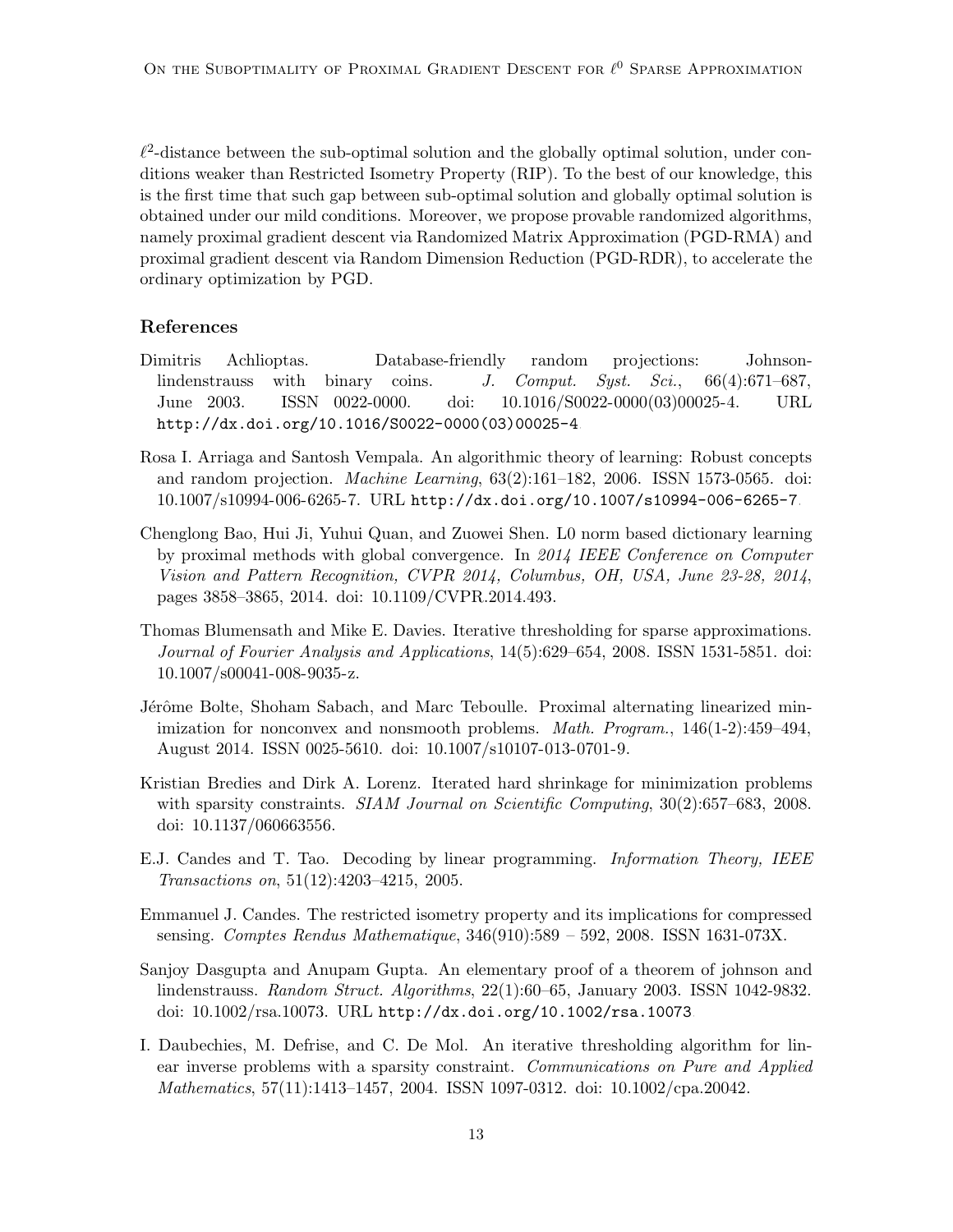$\ell^2$-distance between the sub-optimal solution and the globally optimal solution, under conditions weaker than Restricted Isometry Property (RIP). To the best of our knowledge, this is the first time that such gap between sub-optimal solution and globally optimal solution is obtained under our mild conditions. Moreover, we propose provable randomized algorithms, namely proximal gradient descent via Randomized Matrix Approximation (PGD-RMA) and proximal gradient descent via Random Dimension Reduction (PGD-RDR), to accelerate the ordinary optimization by PGD.

## References

Dimitris Achlioptas. Database-friendly random projections: Johnson-lindenstrauss with binary coins. *J. Comput. Syst. Sci.*, 66(4):671–687, June 2003. ISSN 0022-0000. doi: 10.1016/S0022-0000(03)00025-4. URL http://dx.doi.org/10.1016/S0022-0000(03)00025-4.

Rosa I. Arriaga and Santosh Vempala. An algorithmic theory of learning: Robust concepts and random projection. *Machine Learning*, 63(2):161–182, 2006. ISSN 1573-0565. doi: 10.1007/s10994-006-6265-7. URL http://dx.doi.org/10.1007/s10994-006-6265-7.

Chenglong Bao, Hui Ji, Yuhui Quan, and Zuowei Shen. L0 norm based dictionary learning by proximal methods with global convergence. In *2014 IEEE Conference on Computer Vision and Pattern Recognition, CVPR 2014, Columbus, OH, USA, June 23-28, 2014*, pages 3858–3865, 2014. doi: 10.1109/CVPR.2014.493.

Thomas Blumensath and Mike E. Davies. Iterative thresholding for sparse approximations. *Journal of Fourier Analysis and Applications*, 14(5):629–654, 2008. ISSN 1531-5851. doi: 10.1007/s00041-008-9035-z.

Jérôme Bolte, Shoham Sabach, and Marc Teboulle. Proximal alternating linearized minimization for nonconvex and nonsmooth problems. *Math. Program.*, 146(1-2):459–494, August 2014. ISSN 0025-5610. doi: 10.1007/s10107-013-0701-9.

Kristian Bredies and Dirk A. Lorenz. Iterated hard shrinkage for minimization problems with sparsity constraints. *SIAM Journal on Scientific Computing*, 30(2):657–683, 2008. doi: 10.1137/060663556.

E.J. Candes and T. Tao. Decoding by linear programming. *Information Theory, IEEE Transactions on*, 51(12):4203–4215, 2005.

Emmanuel J. Candes. The restricted isometry property and its implications for compressed sensing. *Comptes Rendus Mathematique*, 346(910):589 – 592, 2008. ISSN 1631-073X.

Sanjoy Dasgupta and Anupam Gupta. An elementary proof of a theorem of johnson and lindenstrauss. *Random Struct. Algorithms*, 22(1):60–65, January 2003. ISSN 1042-9832. doi: 10.1002/rsa.10073. URL http://dx.doi.org/10.1002/rsa.10073.

I. Daubechies, M. Defrise, and C. De Mol. An iterative thresholding algorithm for linear inverse problems with a sparsity constraint. *Communications on Pure and Applied Mathematics*, 57(11):1413–1457, 2004. ISSN 1097-0312. doi: 10.1002/cpa.20042.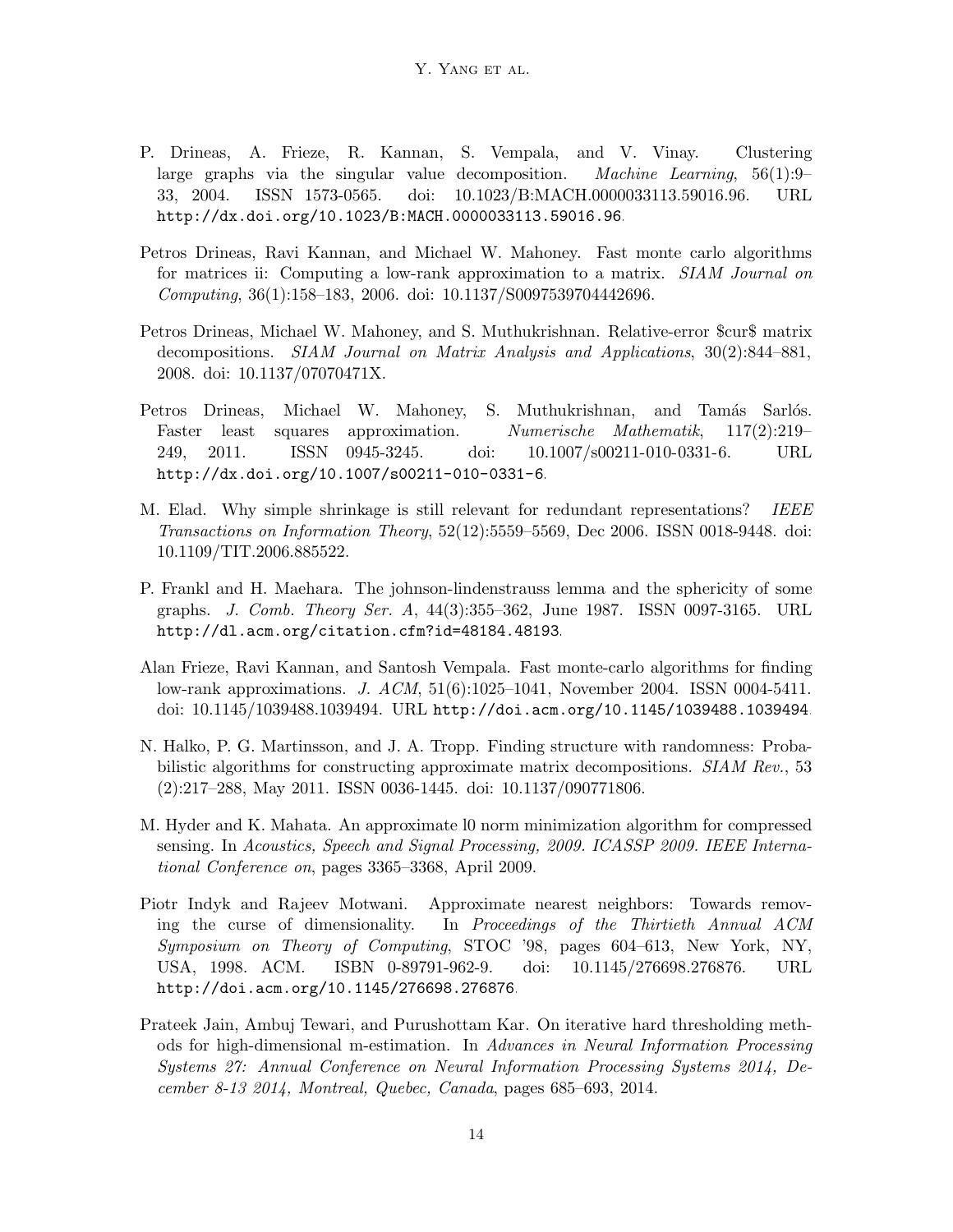P. Drineas, A. Frieze, R. Kannan, S. Vempala, and V. Vinay. Clustering large graphs via the singular value decomposition. *Machine Learning*, 56(1):9–33, 2004. ISSN 1573-0565. doi: 10.1023/B:MACH.0000033113.59016.96. URL http://dx.doi.org/10.1023/B:MACH.0000033113.59016.96.

Petros Drineas, Ravi Kannan, and Michael W. Mahoney. Fast monte carlo algorithms for matrices ii: Computing a low-rank approximation to a matrix. *SIAM Journal on Computing*, 36(1):158–183, 2006. doi: 10.1137/S0097539704442696.

Petros Drineas, Michael W. Mahoney, and S. Muthukrishnan. Relative-error $cur$ matrix decompositions. *SIAM Journal on Matrix Analysis and Applications*, 30(2):844–881, 2008. doi: 10.1137/07070471X.

Petros Drineas, Michael W. Mahoney, S. Muthukrishnan, and Tamás Sarlós. Faster least squares approximation. *Numerische Mathematik*, 117(2):219–249, 2011. ISSN 0945-3245. doi: 10.1007/s00211-010-0331-6. URL http://dx.doi.org/10.1007/s00211-010-0331-6.

M. Elad. Why simple shrinkage is still relevant for redundant representations? *IEEE Transactions on Information Theory*, 52(12):5559–5569, Dec 2006. ISSN 0018-9448. doi: 10.1109/TIT.2006.885522.

P. Frankl and H. Maehara. The johnson-lindenstrauss lemma and the sphericity of some graphs. *J. Comb. Theory Ser. A*, 44(3):355–362, June 1987. ISSN 0097-3165. URL http://dl.acm.org/citation.cfm?id=48184.48193.

Alan Frieze, Ravi Kannan, and Santosh Vempala. Fast monte-carlo algorithms for finding low-rank approximations. *J. ACM*, 51(6):1025–1041, November 2004. ISSN 0004-5411. doi: 10.1145/1039488.1039494. URL http://doi.acm.org/10.1145/1039488.1039494.

N. Halko, P. G. Martinsson, and J. A. Tropp. Finding structure with randomness: Probabilistic algorithms for constructing approximate matrix decompositions. *SIAM Rev.*, 53 (2):217–288, May 2011. ISSN 0036-1445. doi: 10.1137/090771806.

M. Hyder and K. Mahata. An approximate l0 norm minimization algorithm for compressed sensing. In *Acoustics, Speech and Signal Processing, 2009. ICASSP 2009. IEEE International Conference on*, pages 3365–3368, April 2009.

Piotr Indyk and Rajeev Motwani. Approximate nearest neighbors: Towards removing the curse of dimensionality. In *Proceedings of the Thirtieth Annual ACM Symposium on Theory of Computing*, STOC '98, pages 604–613, New York, NY, USA, 1998. ACM. ISBN 0-89791-962-9. doi: 10.1145/276698.276876. URL http://doi.acm.org/10.1145/276698.276876.

Prateek Jain, Ambuj Tewari, and Purushottam Kar. On iterative hard thresholding methods for high-dimensional m-estimation. In *Advances in Neural Information Processing Systems 27: Annual Conference on Neural Information Processing Systems 2014, December 8-13 2014, Montreal, Quebec, Canada*, pages 685–693, 2014.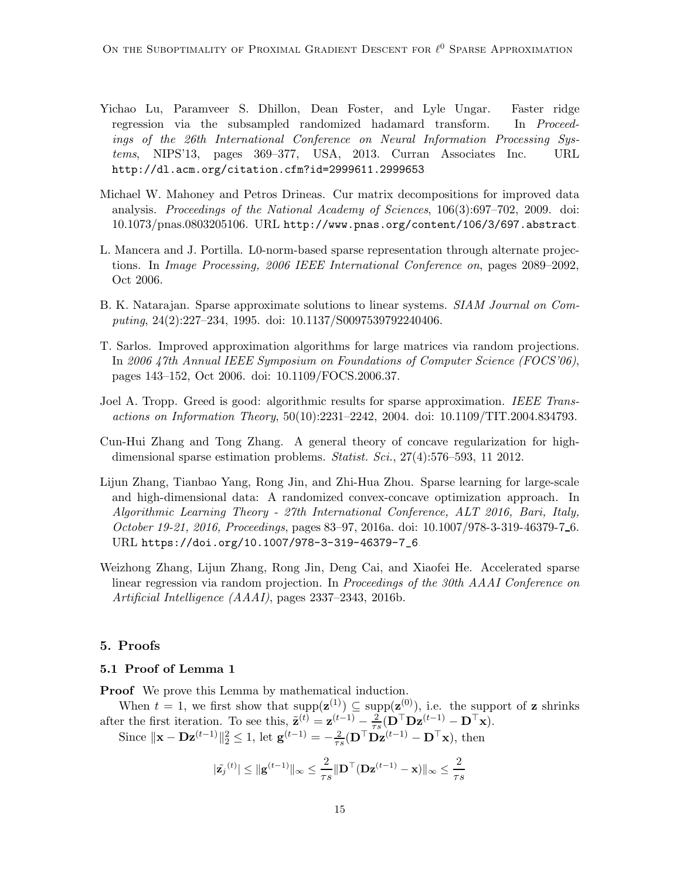Yichao Lu, Paramveer S. Dhillon, Dean Foster, and Lyle Ungar. Faster ridge regression via the subsampled randomized hadamard transform. In *Proceedings of the 26th International Conference on Neural Information Processing Systems*, NIPS'13, pages 369–377, USA, 2013. Curran Associates Inc. URL `http://dl.acm.org/citation.cfm?id=2999611.2999653`.

Michael W. Mahoney and Petros Drineas. Cur matrix decompositions for improved data analysis. *Proceedings of the National Academy of Sciences*, 106(3):697–702, 2009. doi: 10.1073/pnas.0803205106. URL `http://www.pnas.org/content/106/3/697.abstract`.

L. Mancera and J. Portilla. L0-norm-based sparse representation through alternate projections. In *Image Processing, 2006 IEEE International Conference on*, pages 2089–2092, Oct 2006.

B. K. Natarajan. Sparse approximate solutions to linear systems. *SIAM Journal on Computing*, 24(2):227–234, 1995. doi: 10.1137/S0097539792240406.

T. Sarlos. Improved approximation algorithms for large matrices via random projections. In *2006 47th Annual IEEE Symposium on Foundations of Computer Science (FOCS'06)*, pages 143–152, Oct 2006. doi: 10.1109/FOCS.2006.37.

Joel A. Tropp. Greed is good: algorithmic results for sparse approximation. *IEEE Transactions on Information Theory*, 50(10):2231–2242, 2004. doi: 10.1109/TIT.2004.834793.

Cun-Hui Zhang and Tong Zhang. A general theory of concave regularization for high-dimensional sparse estimation problems. *Statist. Sci.*, 27(4):576–593, 11 2012.

Lijun Zhang, Tianbao Yang, Rong Jin, and Zhi-Hua Zhou. Sparse learning for large-scale and high-dimensional data: A randomized convex-concave optimization approach. In *Algorithmic Learning Theory - 27th International Conference, ALT 2016, Bari, Italy, October 19-21, 2016, Proceedings*, pages 83–97, 2016a. doi: 10.1007/978-3-319-46379-7_6. URL `https://doi.org/10.1007/978-3-319-46379-7_6`.

Weizhong Zhang, Lijun Zhang, Rong Jin, Deng Cai, and Xiaofei He. Accelerated sparse linear regression via random projection. In *Proceedings of the 30th AAAI Conference on Artificial Intelligence (AAAI)*, pages 2337–2343, 2016b.

## 5. Proofs

### 5.1 Proof of Lemma 1

**Proof** We prove this Lemma by mathematical induction.

When $t = 1$, we first show that $\mathrm{supp}(\mathbf{z}^{(1)}) \subseteq \mathrm{supp}(\mathbf{z}^{(0)})$, i.e. the support of $\mathbf{z}$ shrinks after the first iteration. To see this, $\tilde{\mathbf{z}}^{(t)} = \mathbf{z}^{(t-1)} - \frac{2}{\tau s}(\mathbf{D}^\top \mathbf{D}\mathbf{z}^{(t-1)} - \mathbf{D}^\top \mathbf{x})$.

Since $\|\mathbf{x} - \mathbf{D}\mathbf{z}^{(t-1)}\|_2^2 \le 1$, let $\mathbf{g}^{(t-1)} = -\frac{2}{\tau s}(\mathbf{D}^\top \mathbf{D}\mathbf{z}^{(t-1)} - \mathbf{D}^\top \mathbf{x})$, then

$$|\tilde{\mathbf{z}_j}^{(t)}| \le \|\mathbf{g}^{(t-1)}\|_\infty \le \frac{2}{\tau s}\|\mathbf{D}^\top(\mathbf{D}\mathbf{z}^{(t-1)} - \mathbf{x})\|_\infty \le \frac{2}{\tau s}$$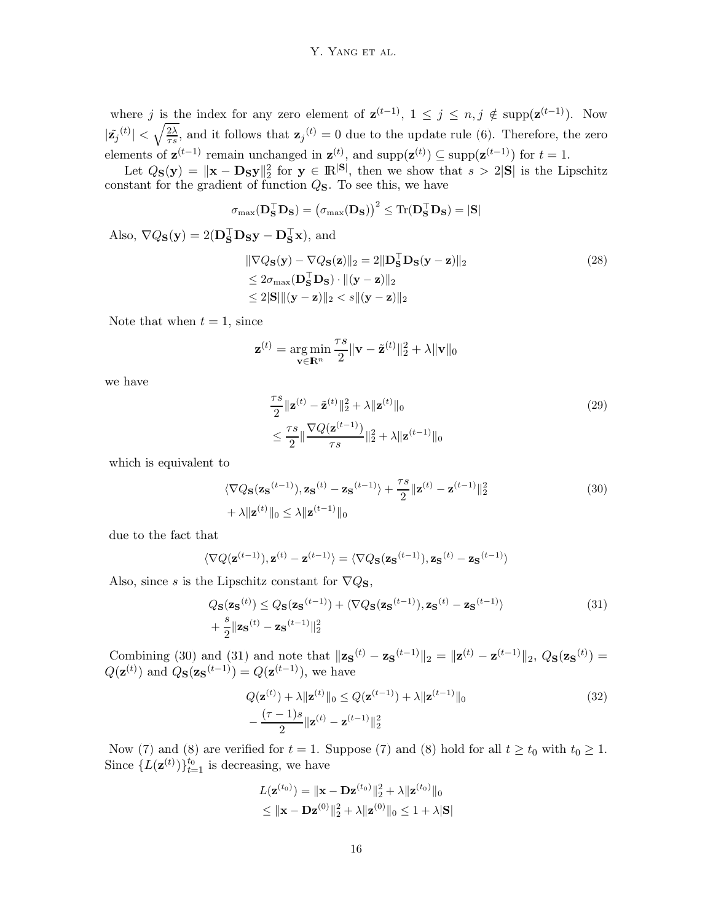where $j$ is the index for any zero element of $\mathbf{z}^{(t-1)}$, $1 \le j \le n, j \notin \text{supp}(\mathbf{z}^{(t-1)})$. Now $|\tilde{\mathbf{z}_j}^{(t)}| < \sqrt{\frac{2\lambda}{\tau s}}$, and it follows that $\mathbf{z}_j^{(t)} = 0$ due to the update rule (6). Therefore, the zero elements of $\mathbf{z}^{(t-1)}$ remain unchanged in $\mathbf{z}^{(t)}$, and $\text{supp}(\mathbf{z}^{(t)}) \subseteq \text{supp}(\mathbf{z}^{(t-1)})$ for $t = 1$.

Let $Q_{\mathbf{S}}(\mathbf{y}) = \|\mathbf{x} - \mathbf{D_S y}\|_2^2$ for $\mathbf{y} \in \mathbb{R}^{|\mathbf{S}|}$, then we show that $s > 2|\mathbf{S}|$ is the Lipschitz constant for the gradient of function $Q_{\mathbf{S}}$. To see this, we have

$$\sigma_{\max}(\mathbf{D_S}^\top \mathbf{D_S}) = \left(\sigma_{\max}(\mathbf{D_S})\right)^2 \le \text{Tr}(\mathbf{D_S}^\top \mathbf{D_S}) = |\mathbf{S}|$$

Also, $\nabla Q_{\mathbf{S}}(\mathbf{y}) = 2(\mathbf{D_S}^\top \mathbf{D_S} \mathbf{y} - \mathbf{D_S}^\top \mathbf{x})$, and

$$\begin{aligned}
&\|\nabla Q_{\mathbf{S}}(\mathbf{y}) - \nabla Q_{\mathbf{S}}(\mathbf{z})\|_2 = 2\|\mathbf{D_S}^\top \mathbf{D_S}(\mathbf{y} - \mathbf{z})\|_2 \\
&\le 2\sigma_{\max}(\mathbf{D_S}^\top \mathbf{D_S}) \cdot \|(\mathbf{y} - \mathbf{z})\|_2 \\
&\le 2|\mathbf{S}| \|(\mathbf{y} - \mathbf{z})\|_2 < s\|(\mathbf{y} - \mathbf{z})\|_2
\end{aligned} \tag{28}$$

Note that when $t = 1$, since

$$\mathbf{z}^{(t)} = \underset{\mathbf{v} \in \mathbb{R}^n}{\arg\min} \frac{\tau s}{2}\|\mathbf{v} - \tilde{\mathbf{z}}^{(t)}\|_2^2 + \lambda\|\mathbf{v}\|_0$$

we have

$$\begin{aligned}
&\frac{\tau s}{2}\|\mathbf{z}^{(t)} - \tilde{\mathbf{z}}^{(t)}\|_2^2 + \lambda\|\mathbf{z}^{(t)}\|_0 \\
&\le \frac{\tau s}{2}\|\frac{\nabla Q(\mathbf{z}^{(t-1)})}{\tau s}\|_2^2 + \lambda\|\mathbf{z}^{(t-1)}\|_0
\end{aligned} \tag{29}$$

which is equivalent to

$$\begin{aligned}
&\langle \nabla Q_{\mathbf{S}}(\mathbf{z_S}^{(t-1)}), \mathbf{z_S}^{(t)} - \mathbf{z_S}^{(t-1)} \rangle + \frac{\tau s}{2}\|\mathbf{z}^{(t)} - \mathbf{z}^{(t-1)}\|_2^2 \\
&+ \lambda\|\mathbf{z}^{(t)}\|_0 \le \lambda\|\mathbf{z}^{(t-1)}\|_0
\end{aligned} \tag{30}$$

due to the fact that

$$\langle \nabla Q(\mathbf{z}^{(t-1)}), \mathbf{z}^{(t)} - \mathbf{z}^{(t-1)} \rangle = \langle \nabla Q_{\mathbf{S}}(\mathbf{z_S}^{(t-1)}), \mathbf{z_S}^{(t)} - \mathbf{z_S}^{(t-1)} \rangle$$

Also, since $s$ is the Lipschitz constant for $\nabla Q_{\mathbf{S}}$,

$$\begin{aligned}
&Q_{\mathbf{S}}(\mathbf{z_S}^{(t)}) \le Q_{\mathbf{S}}(\mathbf{z_S}^{(t-1)}) + \langle \nabla Q_{\mathbf{S}}(\mathbf{z_S}^{(t-1)}), \mathbf{z_S}^{(t)} - \mathbf{z_S}^{(t-1)} \rangle \\
&+ \frac{s}{2}\|\mathbf{z_S}^{(t)} - \mathbf{z_S}^{(t-1)}\|_2^2
\end{aligned} \tag{31}$$

Combining (30) and (31) and note that $\|\mathbf{z_S}^{(t)} - \mathbf{z_S}^{(t-1)}\|_2 = \|\mathbf{z}^{(t)} - \mathbf{z}^{(t-1)}\|_2$, $Q_{\mathbf{S}}(\mathbf{z_S}^{(t)}) = Q(\mathbf{z}^{(t)})$ and $Q_{\mathbf{S}}(\mathbf{z_S}^{(t-1)}) = Q(\mathbf{z}^{(t-1)})$, we have

$$\begin{aligned}
&Q(\mathbf{z}^{(t)}) + \lambda\|\mathbf{z}^{(t)}\|_0 \le Q(\mathbf{z}^{(t-1)}) + \lambda\|\mathbf{z}^{(t-1)}\|_0 \\
&- \frac{(\tau - 1)s}{2}\|\mathbf{z}^{(t)} - \mathbf{z}^{(t-1)}\|_2^2
\end{aligned} \tag{32}$$

Now (7) and (8) are verified for $t = 1$. Suppose (7) and (8) hold for all $t \ge t_0$ with $t_0 \ge 1$. Since $\{L(\mathbf{z}^{(t)})\}_{t=1}^{t_0}$ is decreasing, we have

$$\begin{aligned}
&L(\mathbf{z}^{(t_0)}) = \|\mathbf{x} - \mathbf{D}\mathbf{z}^{(t_0)}\|_2^2 + \lambda\|\mathbf{z}^{(t_0)}\|_0 \\
&\le \|\mathbf{x} - \mathbf{D}\mathbf{z}^{(0)}\|_2^2 + \lambda\|\mathbf{z}^{(0)}\|_0 \le 1 + \lambda|\mathbf{S}|
\end{aligned}$$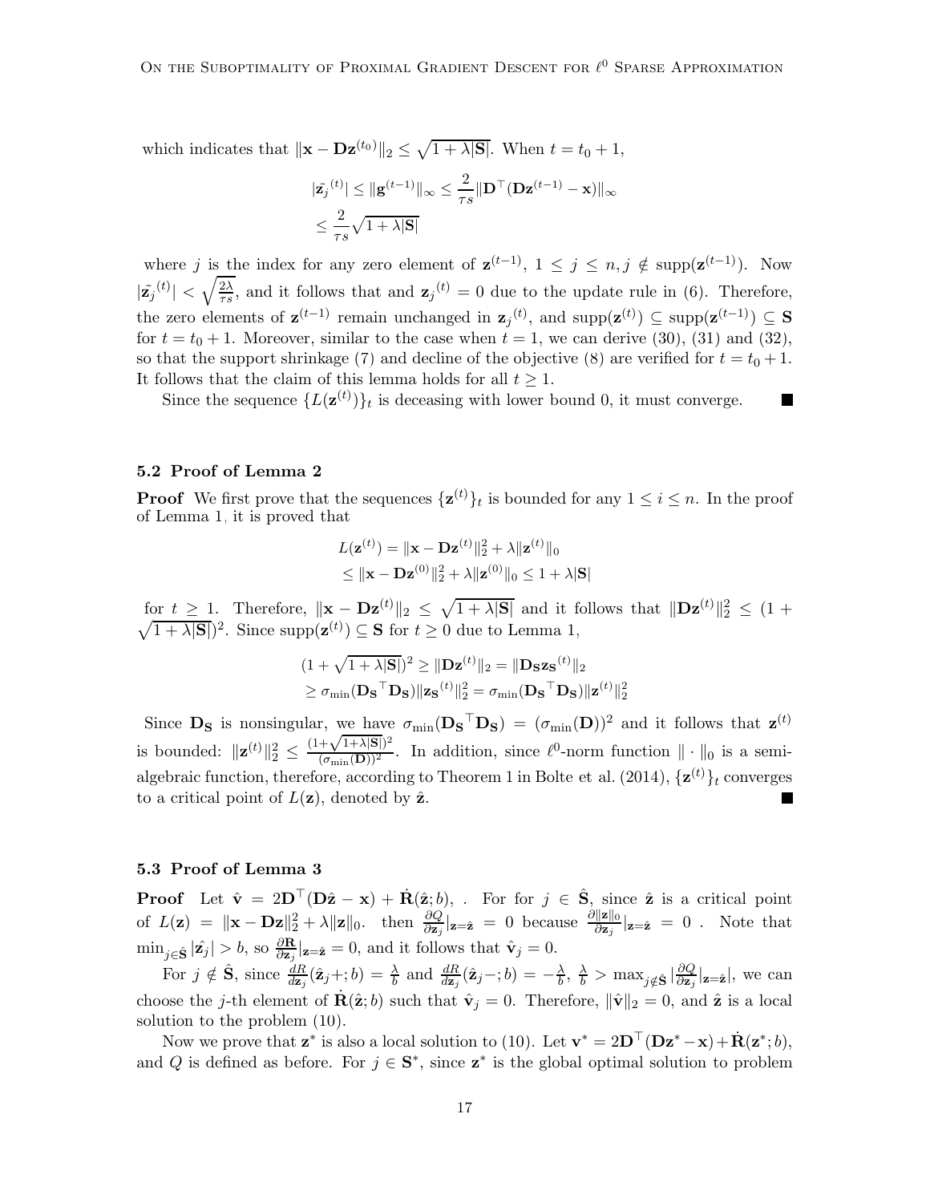which indicates that $\|\mathbf{x} - \mathbf{D}\mathbf{z}^{(t_0)}\|_2 \le \sqrt{1 + \lambda|\mathbf{S}|}$. When $t = t_0 + 1$,

$$
\begin{aligned}
|\tilde{\mathbf{z}_j}^{(t)}| &\le \|\mathbf{g}^{(t-1)}\|_\infty \le \frac{2}{\tau s}\|\mathbf{D}^\top(\mathbf{D}\mathbf{z}^{(t-1)} - \mathbf{x})\|_\infty \\
&\le \frac{2}{\tau s}\sqrt{1 + \lambda|\mathbf{S}|}
\end{aligned}
$$

where $j$ is the index for any zero element of $\mathbf{z}^{(t-1)}$, $1 \le j \le n, j \notin \text{supp}(\mathbf{z}^{(t-1)})$. Now $|\tilde{\mathbf{z}_j}^{(t)}| < \sqrt{\frac{2\lambda}{\tau s}}$, and it follows that and $\mathbf{z}_j{}^{(t)} = 0$ due to the update rule in (6). Therefore, the zero elements of $\mathbf{z}^{(t-1)}$ remain unchanged in $\mathbf{z}_j{}^{(t)}$, and $\text{supp}(\mathbf{z}^{(t)}) \subseteq \text{supp}(\mathbf{z}^{(t-1)}) \subseteq \mathbf{S}$ for $t = t_0 + 1$. Moreover, similar to the case when $t = 1$, we can derive (30), (31) and (32), so that the support shrinkage (7) and decline of the objective (8) are verified for $t = t_0 + 1$. It follows that the claim of this lemma holds for all $t \ge 1$.

Since the sequence $\{L(\mathbf{z}^{(t)})\}_t$ is deceasing with lower bound 0, it must converge. ∎

### 5.2 Proof of Lemma 2

**Proof** We first prove that the sequences $\{\mathbf{z}^{(t)}\}_t$ is bounded for any $1 \le i \le n$. In the proof of Lemma 1, it is proved that

$$
\begin{aligned}
L(\mathbf{z}^{(t)}) &= \|\mathbf{x} - \mathbf{D}\mathbf{z}^{(t)}\|_2^2 + \lambda\|\mathbf{z}^{(t)}\|_0 \\
&\le \|\mathbf{x} - \mathbf{D}\mathbf{z}^{(0)}\|_2^2 + \lambda\|\mathbf{z}^{(0)}\|_0 \le 1 + \lambda|\mathbf{S}|
\end{aligned}
$$

for $t \ge 1$. Therefore, $\|\mathbf{x} - \mathbf{D}\mathbf{z}^{(t)}\|_2 \le \sqrt{1 + \lambda|\mathbf{S}|}$ and it follows that $\|\mathbf{D}\mathbf{z}^{(t)}\|_2^2 \le (1 + \sqrt{1 + \lambda|\mathbf{S}|})^2$. Since $\text{supp}(\mathbf{z}^{(t)}) \subseteq \mathbf{S}$ for $t \ge 0$ due to Lemma 1,

$$
\begin{aligned}
(1 + \sqrt{1 + \lambda|\mathbf{S}|})^2 &\ge \|\mathbf{D}\mathbf{z}^{(t)}\|_2 = \|\mathbf{D}_\mathbf{S}\mathbf{z}_\mathbf{S}{}^{(t)}\|_2 \\
&\ge \sigma_{\min}(\mathbf{D}_\mathbf{S}{}^\top\mathbf{D}_\mathbf{S})\|\mathbf{z}_\mathbf{S}{}^{(t)}\|_2^2 = \sigma_{\min}(\mathbf{D}_\mathbf{S}{}^\top\mathbf{D}_\mathbf{S})\|\mathbf{z}^{(t)}\|_2^2
\end{aligned}
$$

Since $\mathbf{D}_\mathbf{S}$ is nonsingular, we have $\sigma_{\min}(\mathbf{D}_\mathbf{S}{}^\top\mathbf{D}_\mathbf{S}) = (\sigma_{\min}(\mathbf{D}))^2$ and it follows that $\mathbf{z}^{(t)}$ is bounded: $\|\mathbf{z}^{(t)}\|_2^2 \le \frac{(1+\sqrt{1+\lambda|\mathbf{S}|})^2}{(\sigma_{\min}(\mathbf{D}))^2}$. In addition, since $\ell^0$-norm function $\|\cdot\|_0$ is a semi-algebraic function, therefore, according to Theorem 1 in Bolte et al. (2014), $\{\mathbf{z}^{(t)}\}_t$ converges to a critical point of $L(\mathbf{z})$, denoted by $\hat{\mathbf{z}}$. ∎

### 5.3 Proof of Lemma 3

**Proof** Let $\hat{\mathbf{v}} = 2\mathbf{D}^\top(\mathbf{D}\hat{\mathbf{z}} - \mathbf{x}) + \dot{\mathbf{R}}(\hat{\mathbf{z}}; b)$, . For for $j \in \hat{\mathbf{S}}$, since $\hat{\mathbf{z}}$ is a critical point of $L(\mathbf{z}) = \|\mathbf{x} - \mathbf{D}\mathbf{z}\|_2^2 + \lambda\|\mathbf{z}\|_0$. then $\frac{\partial Q}{\partial \mathbf{z}_j}|_{\mathbf{z}=\hat{\mathbf{z}}} = 0$ because $\frac{\partial \|\mathbf{z}\|_0}{\partial \mathbf{z}_j}|_{\mathbf{z}=\hat{\mathbf{z}}} = 0$ . Note that $\min_{j \in \hat{\mathbf{S}}} |\hat{\mathbf{z}_j}| > b$, so $\frac{\partial \mathbf{R}}{\partial \mathbf{z}_j}|_{\mathbf{z}=\hat{\mathbf{z}}} = 0$, and it follows that $\hat{\mathbf{v}}_j = 0$.

For $j \notin \hat{\mathbf{S}}$, since $\frac{dR}{d\mathbf{z}_j}(\hat{\mathbf{z}}_j+; b) = \frac{\lambda}{b}$ and $\frac{dR}{d\mathbf{z}_j}(\hat{\mathbf{z}}_j-; b) = -\frac{\lambda}{b}$, $\frac{\lambda}{b} > \max_{j \notin \hat{\mathbf{S}}} |\frac{\partial Q}{\partial \mathbf{z}_j}|_{\mathbf{z}=\hat{\mathbf{z}}}|$, we can choose the $j$-th element of $\dot{\mathbf{R}}(\hat{\mathbf{z}}; b)$ such that $\hat{\mathbf{v}}_j = 0$. Therefore, $\|\hat{\mathbf{v}}\|_2 = 0$, and $\hat{\mathbf{z}}$ is a local solution to the problem (10).

Now we prove that $\mathbf{z}^*$ is also a local solution to (10). Let $\mathbf{v}^* = 2\mathbf{D}^\top(\mathbf{D}\mathbf{z}^* - \mathbf{x}) + \dot{\mathbf{R}}(\mathbf{z}^*; b)$, and $Q$ is defined as before. For $j \in \mathbf{S}^*$, since $\mathbf{z}^*$ is the global optimal solution to problem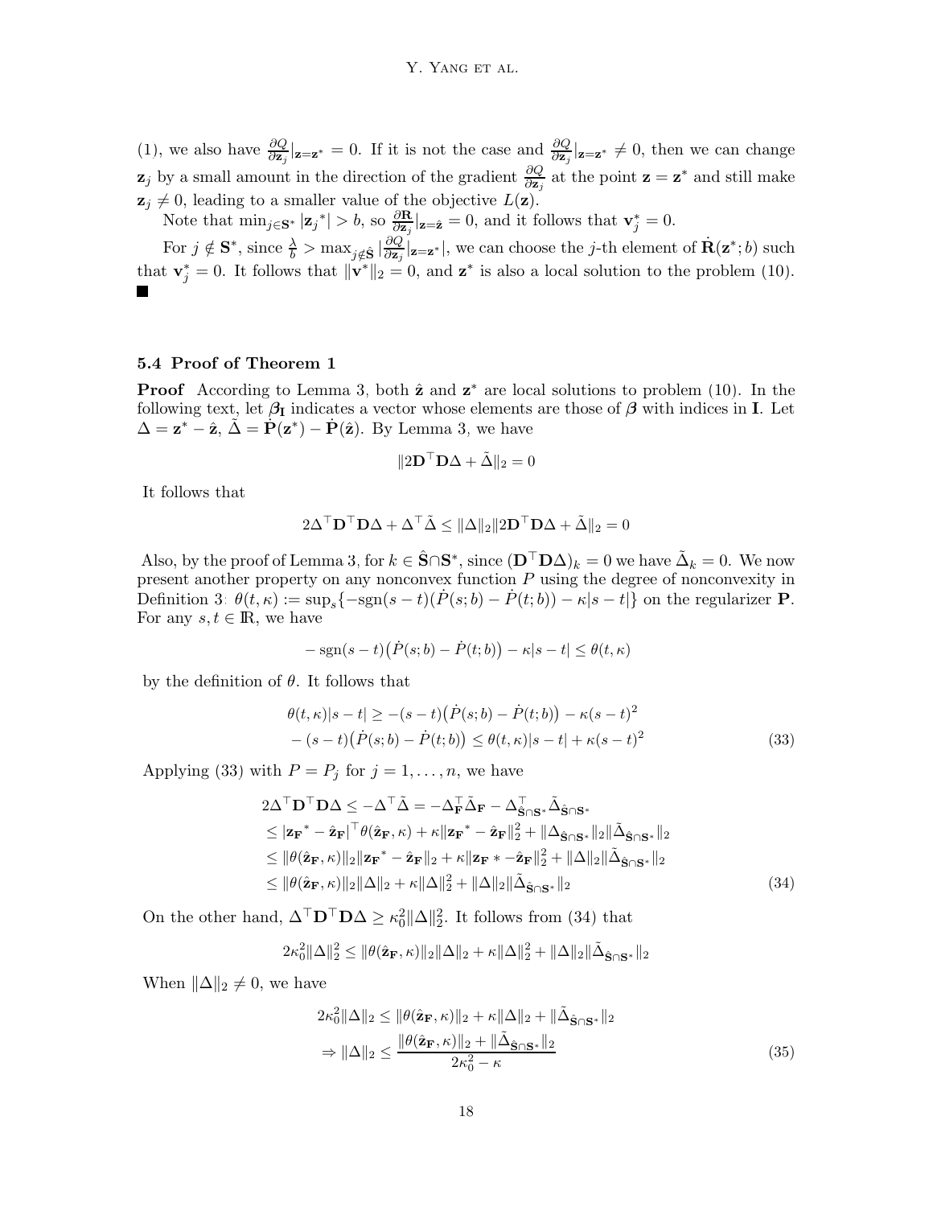(1), we also have $\frac{\partial Q}{\partial \mathbf{z}_j}|_{\mathbf{z}=\mathbf{z}^*} = 0$. If it is not the case and $\frac{\partial Q}{\partial \mathbf{z}_j}|_{\mathbf{z}=\mathbf{z}^*} \neq 0$, then we can change $\mathbf{z}_j$ by a small amount in the direction of the gradient $\frac{\partial Q}{\partial \mathbf{z}_j}$ at the point $\mathbf{z} = \mathbf{z}^*$ and still make $\mathbf{z}_j \neq 0$, leading to a smaller value of the objective $L(\mathbf{z})$.

Note that $\min_{j \in \mathbf{S}^*} |\mathbf{z}_j{}^*| > b$, so $\frac{\partial \mathbf{R}}{\partial \mathbf{z}_j}|_{\mathbf{z}=\hat{\mathbf{z}}} = 0$, and it follows that $\mathbf{v}_j^* = 0$.

For $j \notin \mathbf{S}^*$, since $\frac{\lambda}{b} > \max_{j \notin \hat{\mathbf{S}}} |\frac{\partial Q}{\partial \mathbf{z}_j}|_{\mathbf{z}=\mathbf{z}^*}|$, we can choose the $j$-th element of $\dot{\mathbf{R}}(\mathbf{z}^*; b)$ such that $\mathbf{v}_j^* = 0$. It follows that $\|\mathbf{v}^*\|_2 = 0$, and $\mathbf{z}^*$ is also a local solution to the problem (10). ∎

### 5.4 Proof of Theorem 1

**Proof** According to Lemma 3, both $\hat{\mathbf{z}}$ and $\mathbf{z}^*$ are local solutions to problem (10). In the following text, let $\boldsymbol{\beta}_\mathbf{I}$ indicates a vector whose elements are those of $\boldsymbol{\beta}$ with indices in $\mathbf{I}$. Let $\Delta = \mathbf{z}^* - \hat{\mathbf{z}}$, $\tilde{\Delta} = \dot{\mathbf{P}}(\mathbf{z}^*) - \dot{\mathbf{P}}(\hat{\mathbf{z}})$. By Lemma 3, we have

$$\|2\mathbf{D}^\top \mathbf{D}\Delta + \tilde{\Delta}\|_2 = 0$$

It follows that

$$2\Delta^\top \mathbf{D}^\top \mathbf{D}\Delta + \Delta^\top \tilde{\Delta} \leq \|\Delta\|_2 \|2\mathbf{D}^\top \mathbf{D}\Delta + \tilde{\Delta}\|_2 = 0$$

Also, by the proof of Lemma 3, for $k \in \hat{\mathbf{S}} \cap \mathbf{S}^*$, since $(\mathbf{D}^\top \mathbf{D}\Delta)_k = 0$ we have $\tilde{\Delta}_k = 0$. We now present another property on any nonconvex function $P$ using the degree of nonconvexity in Definition 3: $\theta(t, \kappa) := \sup_s \{-\mathrm{sgn}(s-t)(\dot{P}(s;b) - \dot{P}(t;b)) - \kappa|s-t|\}$ on the regularizer $\mathbf{P}$. For any $s, t \in \mathbb{R}$, we have

$$-\,\mathrm{sgn}(s-t)\big(\dot{P}(s;b) - \dot{P}(t;b)\big) - \kappa|s-t| \leq \theta(t, \kappa)$$

by the definition of $\theta$. It follows that

$$\begin{aligned}
&\theta(t,\kappa)|s-t| \geq -(s-t)\big(\dot{P}(s;b) - \dot{P}(t;b)\big) - \kappa(s-t)^2 \\
&-(s-t)\big(\dot{P}(s;b) - \dot{P}(t;b)\big) \leq \theta(t,\kappa)|s-t| + \kappa(s-t)^2
\end{aligned} \tag{33}$$

Applying (33) with $P = P_j$ for $j = 1, \ldots, n$, we have

$$\begin{aligned}
2\Delta^\top \mathbf{D}^\top \mathbf{D}\Delta &\leq -\Delta^\top \tilde{\Delta} = -\Delta_\mathbf{F}^\top \tilde{\Delta}_\mathbf{F} - \Delta_{\hat{\mathbf{S}} \cap \mathbf{S}^*}^\top \tilde{\Delta}_{\hat{\mathbf{S}} \cap \mathbf{S}^*} \\
&\leq |\mathbf{z_F}^* - \hat{\mathbf{z}}_\mathbf{F}|^\top \theta(\hat{\mathbf{z}}_\mathbf{F}, \kappa) + \kappa \|\mathbf{z_F}^* - \hat{\mathbf{z}}_\mathbf{F}\|_2^2 + \|\Delta_{\hat{\mathbf{S}} \cap \mathbf{S}^*}\|_2 \|\tilde{\Delta}_{\hat{\mathbf{S}} \cap \mathbf{S}^*}\|_2 \\
&\leq \|\theta(\hat{\mathbf{z}}_\mathbf{F}, \kappa)\|_2 \|\mathbf{z_F}^* - \hat{\mathbf{z}}_\mathbf{F}\|_2 + \kappa \|\mathbf{z_F} * - \hat{\mathbf{z}}_\mathbf{F}\|_2^2 + \|\Delta\|_2 \|\tilde{\Delta}_{\hat{\mathbf{S}} \cap \mathbf{S}^*}\|_2 \\
&\leq \|\theta(\hat{\mathbf{z}}_\mathbf{F}, \kappa)\|_2 \|\Delta\|_2 + \kappa \|\Delta\|_2^2 + \|\Delta\|_2 \|\tilde{\Delta}_{\hat{\mathbf{S}} \cap \mathbf{S}^*}\|_2
\end{aligned} \tag{34}$$

On the other hand, $\Delta^\top \mathbf{D}^\top \mathbf{D}\Delta \geq \kappa_0^2 \|\Delta\|_2^2$. It follows from (34) that

$$2\kappa_0^2 \|\Delta\|_2^2 \leq \|\theta(\hat{\mathbf{z}}_\mathbf{F}, \kappa)\|_2 \|\Delta\|_2 + \kappa \|\Delta\|_2^2 + \|\Delta\|_2 \|\tilde{\Delta}_{\hat{\mathbf{S}} \cap \mathbf{S}^*}\|_2$$

When $\|\Delta\|_2 \neq 0$, we have

$$\begin{aligned}
&2\kappa_0^2 \|\Delta\|_2 \leq \|\theta(\hat{\mathbf{z}}_\mathbf{F}, \kappa)\|_2 + \kappa \|\Delta\|_2 + \|\tilde{\Delta}_{\hat{\mathbf{S}} \cap \mathbf{S}^*}\|_2 \\
&\Rightarrow \|\Delta\|_2 \leq \frac{\|\theta(\hat{\mathbf{z}}_\mathbf{F}, \kappa)\|_2 + \|\tilde{\Delta}_{\hat{\mathbf{S}} \cap \mathbf{S}^*}\|_2}{2\kappa_0^2 - \kappa}
\end{aligned} \tag{35}$$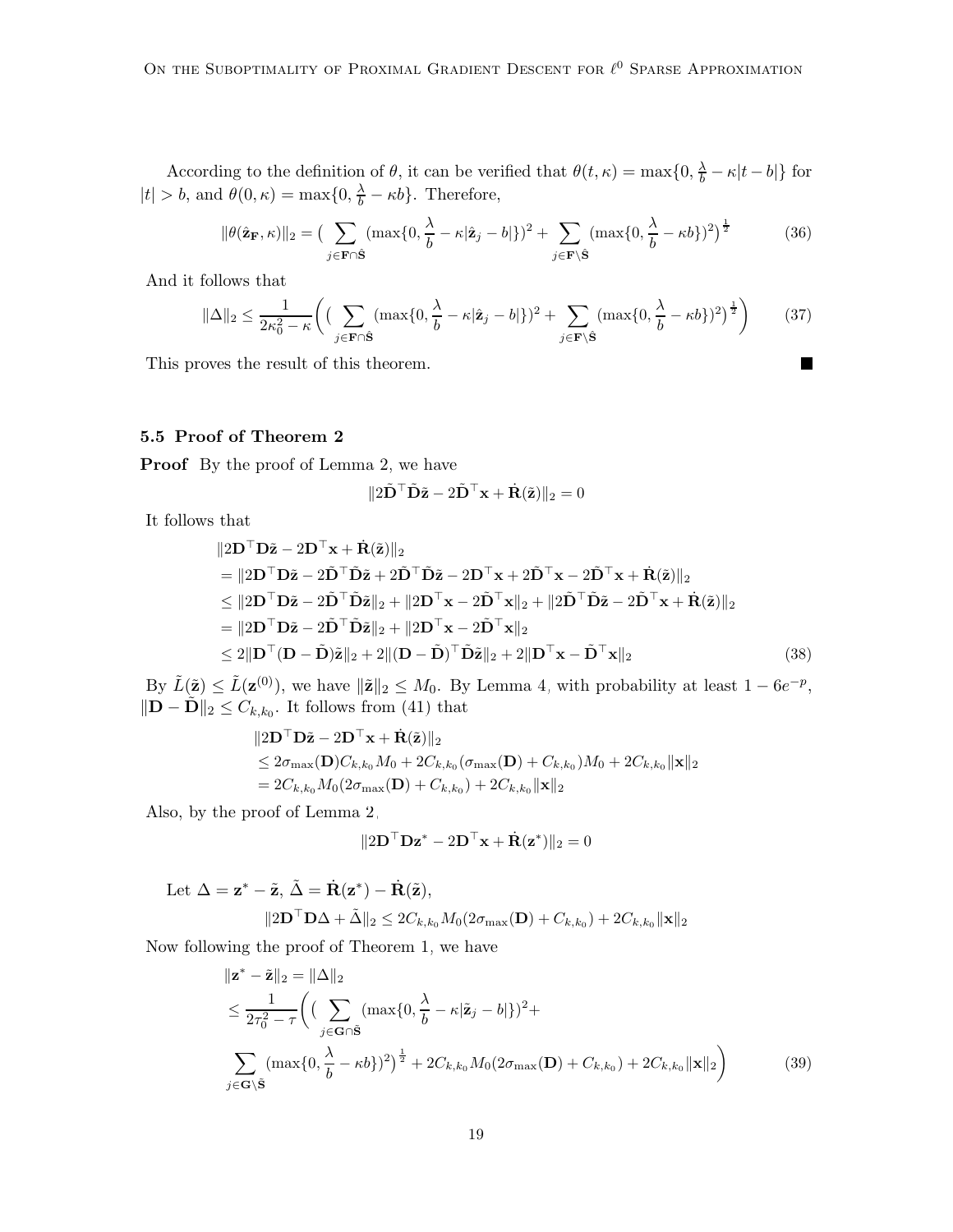According to the definition of $\theta$, it can be verified that $\theta(t, \kappa) = \max\{0, \frac{\lambda}{b} - \kappa|t - b|\}$ for $|t| > b$, and $\theta(0, \kappa) = \max\{0, \frac{\lambda}{b} - \kappa b\}$. Therefore,

$$\|\theta(\hat{\mathbf{z}}_{\mathbf{F}}, \kappa)\|_2 = \big( \sum_{j \in \mathbf{F} \cap \hat{\mathbf{S}}} (\max\{0, \frac{\lambda}{b} - \kappa|\hat{\mathbf{z}}_j - b|\})^2 + \sum_{j \in \mathbf{F} \setminus \hat{\mathbf{S}}} (\max\{0, \frac{\lambda}{b} - \kappa b\})^2 \big)^{\frac{1}{2}} \tag{36}$$

And it follows that

$$\|\Delta\|_2 \le \frac{1}{2\kappa_0^2 - \kappa} \bigg( \big( \sum_{j \in \mathbf{F} \cap \hat{\mathbf{S}}} (\max\{0, \frac{\lambda}{b} - \kappa|\hat{\mathbf{z}}_j - b|\})^2 + \sum_{j \in \mathbf{F} \setminus \hat{\mathbf{S}}} (\max\{0, \frac{\lambda}{b} - \kappa b\})^2 \big)^{\frac{1}{2}} \bigg) \tag{37}$$

This proves the result of this theorem. ∎

### 5.5 Proof of Theorem 2

**Proof** By the proof of Lemma 2, we have

$$\|2\tilde{\mathbf{D}}^\top \tilde{\mathbf{D}} \tilde{\mathbf{z}} - 2\tilde{\mathbf{D}}^\top \mathbf{x} + \dot{\mathbf{R}}(\tilde{\mathbf{z}})\|_2 = 0$$

It follows that

$$\begin{aligned}
&\|2\mathbf{D}^\top \mathbf{D} \tilde{\mathbf{z}} - 2\mathbf{D}^\top \mathbf{x} + \dot{\mathbf{R}}(\tilde{\mathbf{z}})\|_2 \\
&= \|2\mathbf{D}^\top \mathbf{D} \tilde{\mathbf{z}} - 2\tilde{\mathbf{D}}^\top \tilde{\mathbf{D}} \tilde{\mathbf{z}} + 2\tilde{\mathbf{D}}^\top \tilde{\mathbf{D}} \tilde{\mathbf{z}} - 2\mathbf{D}^\top \mathbf{x} + 2\tilde{\mathbf{D}}^\top \mathbf{x} - 2\tilde{\mathbf{D}}^\top \mathbf{x} + \dot{\mathbf{R}}(\tilde{\mathbf{z}})\|_2 \\
&\le \|2\mathbf{D}^\top \mathbf{D} \tilde{\mathbf{z}} - 2\tilde{\mathbf{D}}^\top \tilde{\mathbf{D}} \tilde{\mathbf{z}}\|_2 + \|2\mathbf{D}^\top \mathbf{x} - 2\tilde{\mathbf{D}}^\top \mathbf{x}\|_2 + \|2\tilde{\mathbf{D}}^\top \tilde{\mathbf{D}} \tilde{\mathbf{z}} - 2\tilde{\mathbf{D}}^\top \mathbf{x} + \dot{\mathbf{R}}(\tilde{\mathbf{z}})\|_2 \\
&= \|2\mathbf{D}^\top \mathbf{D} \tilde{\mathbf{z}} - 2\tilde{\mathbf{D}}^\top \tilde{\mathbf{D}} \tilde{\mathbf{z}}\|_2 + \|2\mathbf{D}^\top \mathbf{x} - 2\tilde{\mathbf{D}}^\top \mathbf{x}\|_2 \\
&\le 2\|\mathbf{D}^\top (\mathbf{D} - \tilde{\mathbf{D}}) \tilde{\mathbf{z}}\|_2 + 2\|(\mathbf{D} - \tilde{\mathbf{D}})^\top \tilde{\mathbf{D}} \tilde{\mathbf{z}}\|_2 + 2\|\mathbf{D}^\top \mathbf{x} - \tilde{\mathbf{D}}^\top \mathbf{x}\|_2
\end{aligned} \tag{38}$$

By $\tilde{L}(\tilde{\mathbf{z}}) \le \tilde{L}(\mathbf{z}^{(0)})$, we have $\|\tilde{\mathbf{z}}\|_2 \le M_0$. By Lemma 4, with probability at least $1 - 6e^{-p}$, $\|\mathbf{D} - \tilde{\mathbf{D}}\|_2 \le C_{k,k_0}$. It follows from (41) that

$$\begin{aligned}
&\|2\mathbf{D}^\top \mathbf{D} \tilde{\mathbf{z}} - 2\mathbf{D}^\top \mathbf{x} + \dot{\mathbf{R}}(\tilde{\mathbf{z}})\|_2 \\
&\le 2\sigma_{\max}(\mathbf{D}) C_{k,k_0} M_0 + 2C_{k,k_0}(\sigma_{\max}(\mathbf{D}) + C_{k,k_0}) M_0 + 2C_{k,k_0}\|\mathbf{x}\|_2 \\
&= 2C_{k,k_0} M_0 (2\sigma_{\max}(\mathbf{D}) + C_{k,k_0}) + 2C_{k,k_0}\|\mathbf{x}\|_2
\end{aligned}$$

Also, by the proof of Lemma 2,

$$\|2\mathbf{D}^\top \mathbf{D} \mathbf{z}^* - 2\mathbf{D}^\top \mathbf{x} + \dot{\mathbf{R}}(\mathbf{z}^*)\|_2 = 0$$

Let $\Delta = \mathbf{z}^* - \tilde{\mathbf{z}}$, $\tilde{\Delta} = \dot{\mathbf{R}}(\mathbf{z}^*) - \dot{\mathbf{R}}(\tilde{\mathbf{z}})$,

$$\|2\mathbf{D}^\top \mathbf{D} \Delta + \tilde{\Delta}\|_2 \le 2C_{k,k_0} M_0 (2\sigma_{\max}(\mathbf{D}) + C_{k,k_0}) + 2C_{k,k_0}\|\mathbf{x}\|_2$$

Now following the proof of Theorem 1, we have

$$\begin{aligned}
&\|\mathbf{z}^* - \tilde{\mathbf{z}}\|_2 = \|\Delta\|_2 \\
&\le \frac{1}{2\tau_0^2 - \tau} \bigg( \big( \sum_{j \in \mathbf{G} \cap \tilde{\mathbf{S}}} (\max\{0, \frac{\lambda}{b} - \kappa|\tilde{\mathbf{z}}_j - b|\})^2 + \\
&\sum_{j \in \mathbf{G} \setminus \tilde{\mathbf{S}}} (\max\{0, \frac{\lambda}{b} - \kappa b\})^2 \big)^{\frac{1}{2}} + 2C_{k,k_0} M_0 (2\sigma_{\max}(\mathbf{D}) + C_{k,k_0}) + 2C_{k,k_0}\|\mathbf{x}\|_2 \bigg)
\end{aligned} \tag{39}$$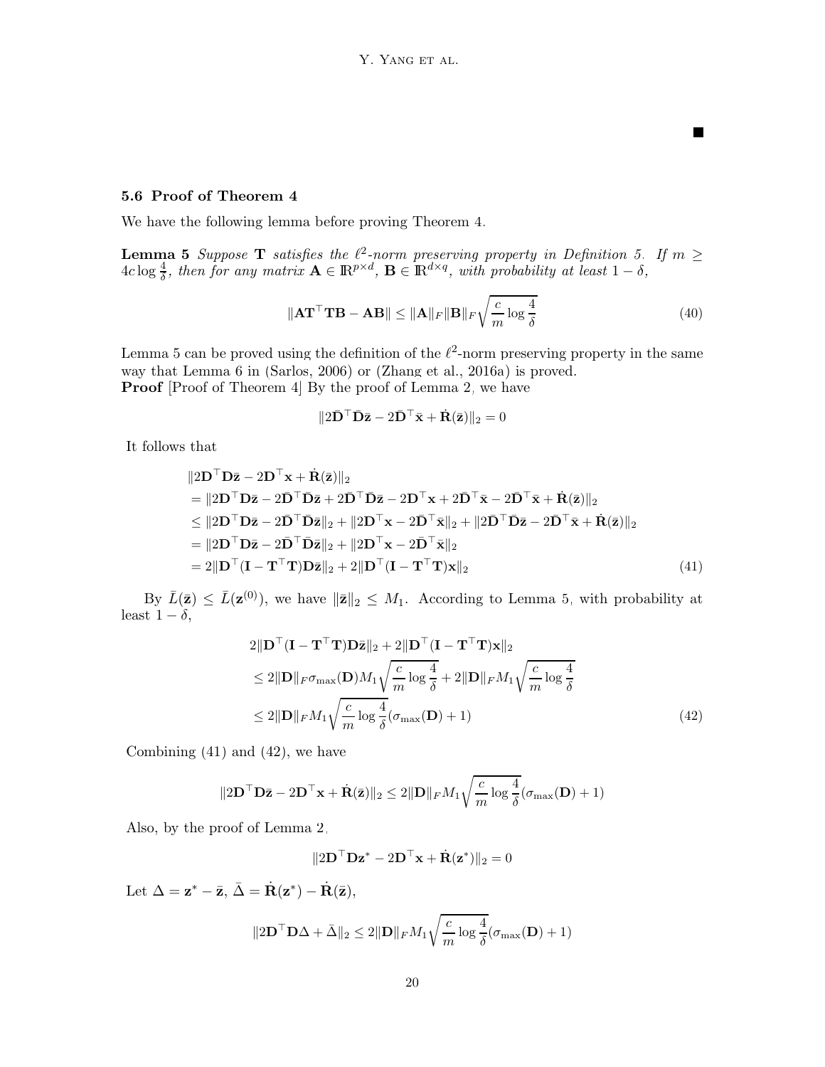■

### 5.6 Proof of Theorem 4

We have the following lemma before proving Theorem 4.

**Lemma 5** *Suppose* $\mathbf{T}$ *satisfies the* $\ell^2$*-norm preserving property in Definition 5. If* $m \ge 4c\log\frac{4}{\delta}$*, then for any matrix* $\mathbf{A} \in \mathbb{R}^{p\times d}$*,* $\mathbf{B} \in \mathbb{R}^{d\times q}$*, with probability at least* $1-\delta$*,*

$$\|\mathbf{A}\mathbf{T}^\top\mathbf{T}\mathbf{B} - \mathbf{A}\mathbf{B}\| \le \|\mathbf{A}\|_F\|\mathbf{B}\|_F\sqrt{\frac{c}{m}\log\frac{4}{\delta}} \tag{40}$$

Lemma 5 can be proved using the definition of the $\ell^2$-norm preserving property in the same way that Lemma 6 in (Sarlos, 2006) or (Zhang et al., 2016a) is proved.

**Proof** [Proof of Theorem 4] By the proof of Lemma 2, we have

$$\|2\bar{\mathbf{D}}^\top\bar{\mathbf{D}}\bar{\mathbf{z}} - 2\bar{\mathbf{D}}^\top\bar{\mathbf{x}} + \dot{\mathbf{R}}(\bar{\mathbf{z}})\|_2 = 0$$

It follows that

$$\begin{aligned}
&\|2\mathbf{D}^\top\mathbf{D}\bar{\mathbf{z}} - 2\mathbf{D}^\top\mathbf{x} + \dot{\mathbf{R}}(\bar{\mathbf{z}})\|_2 \\
&= \|2\mathbf{D}^\top\mathbf{D}\bar{\mathbf{z}} - 2\bar{\mathbf{D}}^\top\bar{\mathbf{D}}\bar{\mathbf{z}} + 2\bar{\mathbf{D}}^\top\bar{\mathbf{D}}\bar{\mathbf{z}} - 2\mathbf{D}^\top\mathbf{x} + 2\bar{\mathbf{D}}^\top\bar{\mathbf{x}} - 2\bar{\mathbf{D}}^\top\bar{\mathbf{x}} + \dot{\mathbf{R}}(\bar{\mathbf{z}})\|_2 \\
&\le \|2\mathbf{D}^\top\mathbf{D}\bar{\mathbf{z}} - 2\bar{\mathbf{D}}^\top\bar{\mathbf{D}}\bar{\mathbf{z}}\|_2 + \|2\mathbf{D}^\top\mathbf{x} - 2\bar{\mathbf{D}}^\top\bar{\mathbf{x}}\|_2 + \|2\bar{\mathbf{D}}^\top\bar{\mathbf{D}}\bar{\mathbf{z}} - 2\bar{\mathbf{D}}^\top\bar{\mathbf{x}} + \dot{\mathbf{R}}(\bar{\mathbf{z}})\|_2 \\
&= \|2\mathbf{D}^\top\mathbf{D}\bar{\mathbf{z}} - 2\bar{\mathbf{D}}^\top\bar{\mathbf{D}}\bar{\mathbf{z}}\|_2 + \|2\mathbf{D}^\top\mathbf{x} - 2\bar{\mathbf{D}}^\top\bar{\mathbf{x}}\|_2 \\
&= 2\|\mathbf{D}^\top(\mathbf{I} - \mathbf{T}^\top\mathbf{T})\mathbf{D}\bar{\mathbf{z}}\|_2 + 2\|\mathbf{D}^\top(\mathbf{I} - \mathbf{T}^\top\mathbf{T})\mathbf{x}\|_2
\end{aligned} \tag{41}$$

By $\bar{L}(\bar{\mathbf{z}}) \le \bar{L}(\mathbf{z}^{(0)})$, we have $\|\bar{\mathbf{z}}\|_2 \le M_1$. According to Lemma 5, with probability at least $1-\delta$,

$$\begin{aligned}
&2\|\mathbf{D}^\top(\mathbf{I} - \mathbf{T}^\top\mathbf{T})\mathbf{D}\bar{\mathbf{z}}\|_2 + 2\|\mathbf{D}^\top(\mathbf{I} - \mathbf{T}^\top\mathbf{T})\mathbf{x}\|_2 \\
&\le 2\|\mathbf{D}\|_F\sigma_{\max}(\mathbf{D})M_1\sqrt{\frac{c}{m}\log\frac{4}{\delta}} + 2\|\mathbf{D}\|_F M_1\sqrt{\frac{c}{m}\log\frac{4}{\delta}} \\
&\le 2\|\mathbf{D}\|_F M_1\sqrt{\frac{c}{m}\log\frac{4}{\delta}}(\sigma_{\max}(\mathbf{D}) + 1)
\end{aligned} \tag{42}$$

Combining (41) and (42), we have

$$\|2\mathbf{D}^\top\mathbf{D}\bar{\mathbf{z}} - 2\mathbf{D}^\top\mathbf{x} + \dot{\mathbf{R}}(\bar{\mathbf{z}})\|_2 \le 2\|\mathbf{D}\|_F M_1\sqrt{\frac{c}{m}\log\frac{4}{\delta}}(\sigma_{\max}(\mathbf{D}) + 1)$$

Also, by the proof of Lemma 2,

$$\|2\mathbf{D}^\top\mathbf{D}\mathbf{z}^* - 2\mathbf{D}^\top\mathbf{x} + \dot{\mathbf{R}}(\mathbf{z}^*)\|_2 = 0$$

Let $\Delta = \mathbf{z}^* - \bar{\mathbf{z}}$, $\bar{\Delta} = \dot{\mathbf{R}}(\mathbf{z}^*) - \dot{\mathbf{R}}(\bar{\mathbf{z}})$,

$$\|2\mathbf{D}^\top\mathbf{D}\Delta + \bar{\Delta}\|_2 \le 2\|\mathbf{D}\|_F M_1\sqrt{\frac{c}{m}\log\frac{4}{\delta}}(\sigma_{\max}(\mathbf{D}) + 1)$$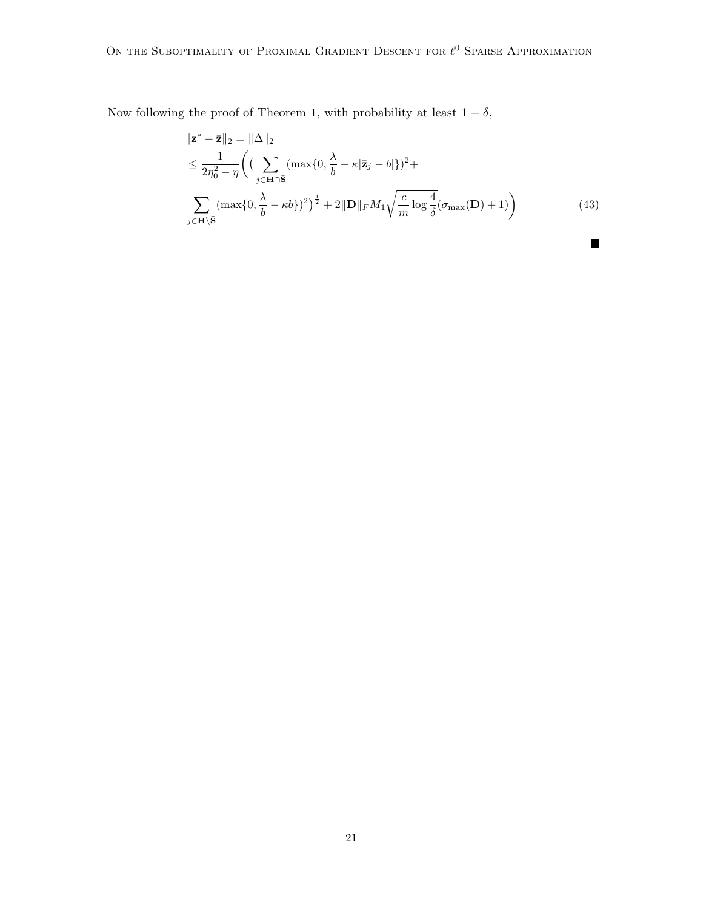Now following the proof of Theorem 1, with probability at least $1-\delta$,

$$
\begin{aligned}
&\|\mathbf{z}^* - \bar{\mathbf{z}}\|_2 = \|\Delta\|_2 \\
&\le \frac{1}{2\eta_0^2 - \eta}\bigg( \big( \sum_{j \in \mathbf{H} \cap \bar{\mathbf{S}}} (\max\{0, \frac{\lambda}{b} - \kappa|\bar{\mathbf{z}}_j - b|\})^2 + \\
&\sum_{j \in \mathbf{H} \setminus \bar{\mathbf{S}}} (\max\{0, \frac{\lambda}{b} - \kappa b\})^2 \big)^{\frac{1}{2}} + 2\|\mathbf{D}\|_F M_1 \sqrt{\frac{c}{m} \log \frac{4}{\delta}} (\sigma_{\max}(\mathbf{D}) + 1) \bigg)
\end{aligned}
\tag{43}
$$

■